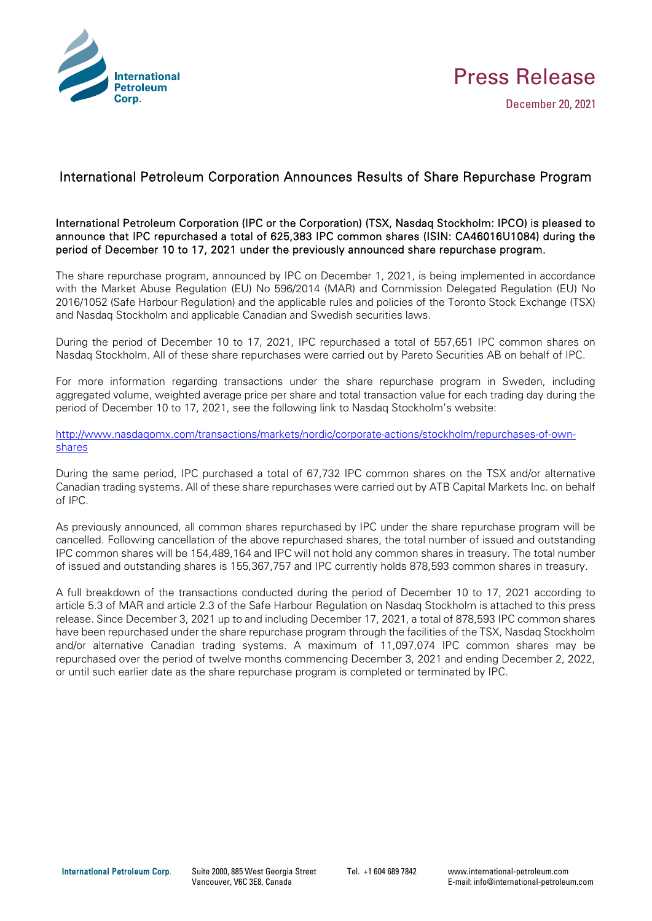Press Release

December 20, 2021

# International Petroleum Corporation Announces Results of Share Repurchase Program

**International Petroleum Corporation (IPC or the Corporation) (TSX, Nasdaq Stockholm: IPCO) is pleased to announce that IPC repurchased a total of 625,383 IPC common shares (ISIN: CA46016U1084) during the period of December 10 to 17, 2021 under the previously announced share repurchase program.**

The share repurchase program, announced by IPC on December 1, 2021, is being implemented in accordance with the Market Abuse Regulation (EU) No 596/2014 (MAR) and Commission Delegated Regulation (EU) No 2016/1052 (Safe Harbour Regulation) and the applicable rules and policies of the Toronto Stock Exchange (TSX) and Nasdaq Stockholm and applicable Canadian and Swedish securities laws.

During the period of December 10 to 17, 2021, IPC repurchased a total of 557,651 IPC common shares on Nasdaq Stockholm. All of these share repurchases were carried out by Pareto Securities AB on behalf of IPC.

For more information regarding transactions under the share repurchase program in Sweden, including aggregated volume, weighted average price per share and total transaction value for each trading day during the period of December 10 to 17, 2021, see the following link to Nasdaq Stockholm's website:

http://www.nasdaqomx.com/transactions/markets/nordic/corporate-actions/stockholm/repurchases-of-own-shares

During the same period, IPC purchased a total of 67,732 IPC common shares on the TSX and/or alternative Canadian trading systems. All of these share repurchases were carried out by ATB Capital Markets Inc. on behalf of IPC.

As previously announced, all common shares repurchased by IPC under the share repurchase program will be cancelled. Following cancellation of the above repurchased shares, the total number of issued and outstanding IPC common shares will be 154,489,164 and IPC will not hold any common shares in treasury. The total number of issued and outstanding shares is 155,367,757 and IPC currently holds 878,593 common shares in treasury.

A full breakdown of the transactions conducted during the period of December 10 to 17, 2021 according to article 5.3 of MAR and article 2.3 of the Safe Harbour Regulation on Nasdaq Stockholm is attached to this press release. Since December 3, 2021 up to and including December 17, 2021, a total of 878,593 IPC common shares have been repurchased under the share repurchase program through the facilities of the TSX, Nasdaq Stockholm and/or alternative Canadian trading systems. A maximum of 11,097,074 IPC common shares may be repurchased over the period of twelve months commencing December 3, 2021 and ending December 2, 2022, or until such earlier date as the share repurchase program is completed or terminated by IPC.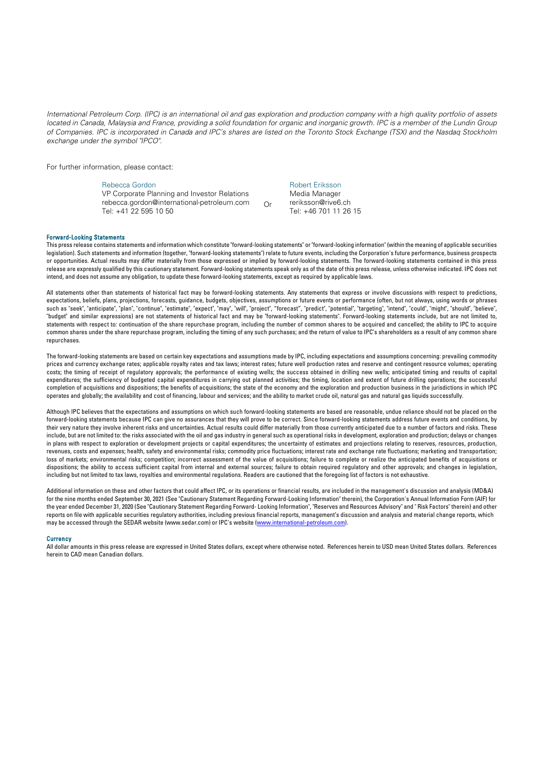*International Petroleum Corp. (IPC) is an international oil and gas exploration and production company with a high quality portfolio of assets located in Canada, Malaysia and France, providing a solid foundation for organic and inorganic growth. IPC is a member of the Lundin Group of Companies. IPC is incorporated in Canada and IPC's shares are listed on the Toronto Stock Exchange (TSX) and the Nasdaq Stockholm exchange under the symbol "IPCO".*

For further information, please contact:

| | | |
|---|---|---|
| Rebecca Gordon<br>VP Corporate Planning and Investor Relations<br>rebecca.gordon@international-petroleum.com<br>Tel: +41 22 595 10 50 | Or | Robert Eriksson<br>Media Manager<br>reriksson@rive6.ch<br>Tel: +46 701 11 26 15 |

#### Forward-Looking Statements

This press release contains statements and information which constitute "forward-looking statements" or "forward-looking information" (within the meaning of applicable securities legislation). Such statements and information (together, "forward-looking statements") relate to future events, including the Corporation's future performance, business prospects or opportunities. Actual results may differ materially from those expressed or implied by forward-looking statements. The forward-looking statements contained in this press release are expressly qualified by this cautionary statement. Forward-looking statements speak only as of the date of this press release, unless otherwise indicated. IPC does not intend, and does not assume any obligation, to update these forward-looking statements, except as required by applicable laws.

All statements other than statements of historical fact may be forward-looking statements. Any statements that express or involve discussions with respect to predictions, expectations, beliefs, plans, projections, forecasts, guidance, budgets, objectives, assumptions or future events or performance (often, but not always, using words or phrases such as "seek", "anticipate", "plan", "continue", "estimate", "expect", "may", "will", "project", "forecast", "predict", "potential", "targeting", "intend", "could", "might", "should", "believe", "budget" and similar expressions) are not statements of historical fact and may be "forward-looking statements". Forward-looking statements include, but are not limited to, statements with respect to: continuation of the share repurchase program, including the number of common shares to be acquired and cancelled; the ability to IPC to acquire common shares under the share repurchase program, including the timing of any such purchases; and the return of value to IPC's shareholders as a result of any common share repurchases.

The forward-looking statements are based on certain key expectations and assumptions made by IPC, including expectations and assumptions concerning: prevailing commodity prices and currency exchange rates; applicable royalty rates and tax laws; interest rates; future well production rates and reserve and contingent resource volumes; operating costs; the timing of receipt of regulatory approvals; the performance of existing wells; the success obtained in drilling new wells; anticipated timing and results of capital expenditures; the sufficiency of budgeted capital expenditures in carrying out planned activities; the timing, location and extent of future drilling operations; the successful completion of acquisitions and dispositions; the benefits of acquisitions; the state of the economy and the exploration and production business in the jurisdictions in which IPC operates and globally; the availability and cost of financing, labour and services; and the ability to market crude oil, natural gas and natural gas liquids successfully.

Although IPC believes that the expectations and assumptions on which such forward-looking statements are based are reasonable, undue reliance should not be placed on the forward-looking statements because IPC can give no assurances that they will prove to be correct. Since forward-looking statements address future events and conditions, by their very nature they involve inherent risks and uncertainties. Actual results could differ materially from those currently anticipated due to a number of factors and risks. These include, but are not limited to: the risks associated with the oil and gas industry in general such as operational risks in development, exploration and production; delays or changes in plans with respect to exploration or development projects or capital expenditures; the uncertainty of estimates and projections relating to reserves, resources, production, revenues, costs and expenses; health, safety and environmental risks; commodity price fluctuations; interest rate and exchange rate fluctuations; marketing and transportation; loss of markets; environmental risks; competition; incorrect assessment of the value of acquisitions; failure to complete or realize the anticipated benefits of acquisitions or dispositions; the ability to access sufficient capital from internal and external sources; failure to obtain required regulatory and other approvals; and changes in legislation, including but not limited to tax laws, royalties and environmental regulations. Readers are cautioned that the foregoing list of factors is not exhaustive.

Additional information on these and other factors that could affect IPC, or its operations or financial results, are included in the management's discussion and analysis (MD&A) for the nine months ended September 30, 2021 (See "Cautionary Statement Regarding Forward-Looking Information" therein), the Corporation's Annual Information Form (AIF) for the year ended December 31, 2020 (See "Cautionary Statement Regarding Forward- Looking Information", "Reserves and Resources Advisory" and " Risk Factors" therein) and other reports on file with applicable securities regulatory authorities, including previous financial reports, management's discussion and analysis and material change reports, which may be accessed through the SEDAR website (www.sedar.com) or IPC's website (www.international-petroleum.com).

#### Currency

All dollar amounts in this press release are expressed in United States dollars, except where otherwise noted. References herein to USD mean United States dollars. References herein to CAD mean Canadian dollars.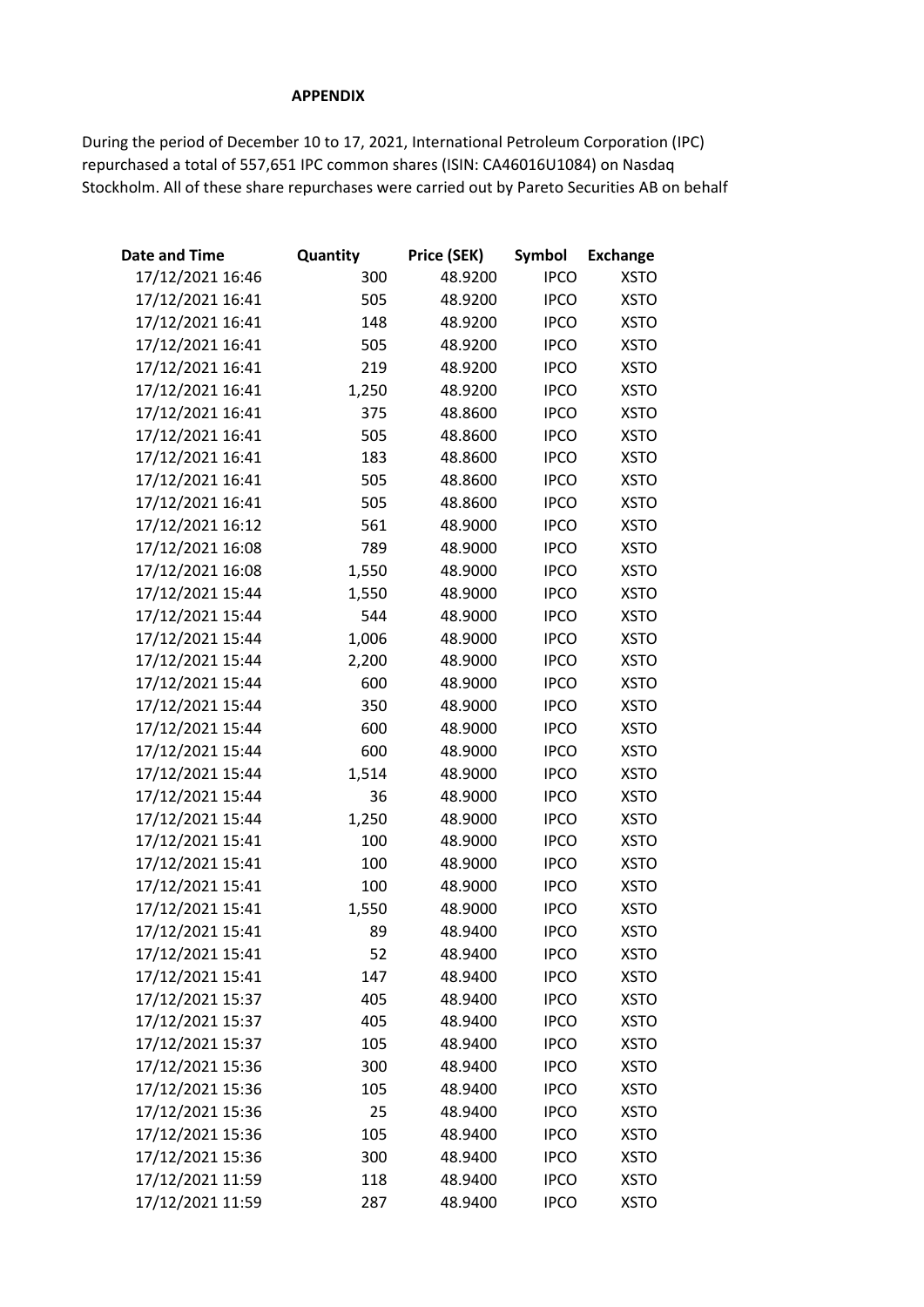**APPENDIX**

During the period of December 10 to 17, 2021, International Petroleum Corporation (IPC) repurchased a total of 557,651 IPC common shares (ISIN: CA46016U1084) on Nasdaq Stockholm. All of these share repurchases were carried out by Pareto Securities AB on behalf

| Date and Time | Quantity | Price (SEK) | Symbol | Exchange |
|---|---|---|---|---|
| 17/12/2021 16:46 | 300 | 48.9200 | IPCO | XSTO |
| 17/12/2021 16:41 | 505 | 48.9200 | IPCO | XSTO |
| 17/12/2021 16:41 | 148 | 48.9200 | IPCO | XSTO |
| 17/12/2021 16:41 | 505 | 48.9200 | IPCO | XSTO |
| 17/12/2021 16:41 | 219 | 48.9200 | IPCO | XSTO |
| 17/12/2021 16:41 | 1,250 | 48.9200 | IPCO | XSTO |
| 17/12/2021 16:41 | 375 | 48.8600 | IPCO | XSTO |
| 17/12/2021 16:41 | 505 | 48.8600 | IPCO | XSTO |
| 17/12/2021 16:41 | 183 | 48.8600 | IPCO | XSTO |
| 17/12/2021 16:41 | 505 | 48.8600 | IPCO | XSTO |
| 17/12/2021 16:41 | 505 | 48.8600 | IPCO | XSTO |
| 17/12/2021 16:12 | 561 | 48.9000 | IPCO | XSTO |
| 17/12/2021 16:08 | 789 | 48.9000 | IPCO | XSTO |
| 17/12/2021 16:08 | 1,550 | 48.9000 | IPCO | XSTO |
| 17/12/2021 15:44 | 1,550 | 48.9000 | IPCO | XSTO |
| 17/12/2021 15:44 | 544 | 48.9000 | IPCO | XSTO |
| 17/12/2021 15:44 | 1,006 | 48.9000 | IPCO | XSTO |
| 17/12/2021 15:44 | 2,200 | 48.9000 | IPCO | XSTO |
| 17/12/2021 15:44 | 600 | 48.9000 | IPCO | XSTO |
| 17/12/2021 15:44 | 350 | 48.9000 | IPCO | XSTO |
| 17/12/2021 15:44 | 600 | 48.9000 | IPCO | XSTO |
| 17/12/2021 15:44 | 600 | 48.9000 | IPCO | XSTO |
| 17/12/2021 15:44 | 1,514 | 48.9000 | IPCO | XSTO |
| 17/12/2021 15:44 | 36 | 48.9000 | IPCO | XSTO |
| 17/12/2021 15:44 | 1,250 | 48.9000 | IPCO | XSTO |
| 17/12/2021 15:41 | 100 | 48.9000 | IPCO | XSTO |
| 17/12/2021 15:41 | 100 | 48.9000 | IPCO | XSTO |
| 17/12/2021 15:41 | 100 | 48.9000 | IPCO | XSTO |
| 17/12/2021 15:41 | 1,550 | 48.9000 | IPCO | XSTO |
| 17/12/2021 15:41 | 89 | 48.9400 | IPCO | XSTO |
| 17/12/2021 15:41 | 52 | 48.9400 | IPCO | XSTO |
| 17/12/2021 15:41 | 147 | 48.9400 | IPCO | XSTO |
| 17/12/2021 15:37 | 405 | 48.9400 | IPCO | XSTO |
| 17/12/2021 15:37 | 405 | 48.9400 | IPCO | XSTO |
| 17/12/2021 15:37 | 105 | 48.9400 | IPCO | XSTO |
| 17/12/2021 15:36 | 300 | 48.9400 | IPCO | XSTO |
| 17/12/2021 15:36 | 105 | 48.9400 | IPCO | XSTO |
| 17/12/2021 15:36 | 25 | 48.9400 | IPCO | XSTO |
| 17/12/2021 15:36 | 105 | 48.9400 | IPCO | XSTO |
| 17/12/2021 15:36 | 300 | 48.9400 | IPCO | XSTO |
| 17/12/2021 11:59 | 118 | 48.9400 | IPCO | XSTO |
| 17/12/2021 11:59 | 287 | 48.9400 | IPCO | XSTO |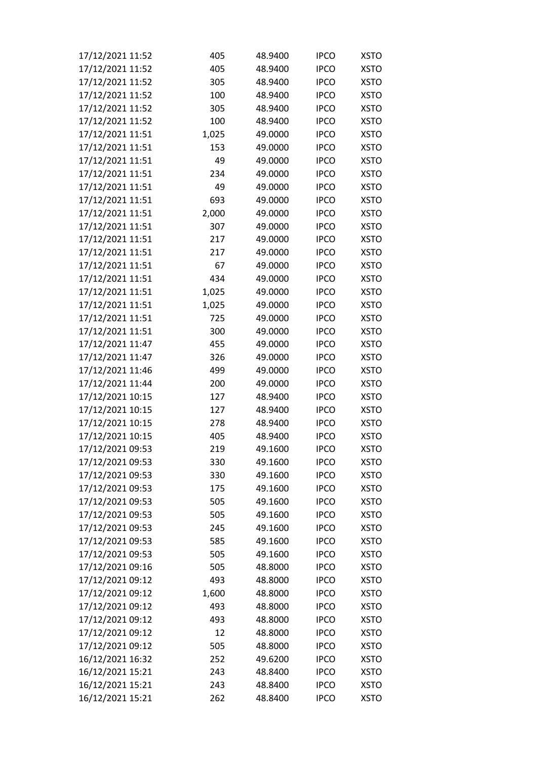| | | | | |
|---|---|---|---|---|
| 17/12/2021 11:52 | 405 | 48.9400 | IPCO | XSTO |
| 17/12/2021 11:52 | 405 | 48.9400 | IPCO | XSTO |
| 17/12/2021 11:52 | 305 | 48.9400 | IPCO | XSTO |
| 17/12/2021 11:52 | 100 | 48.9400 | IPCO | XSTO |
| 17/12/2021 11:52 | 305 | 48.9400 | IPCO | XSTO |
| 17/12/2021 11:52 | 100 | 48.9400 | IPCO | XSTO |
| 17/12/2021 11:51 | 1,025 | 49.0000 | IPCO | XSTO |
| 17/12/2021 11:51 | 153 | 49.0000 | IPCO | XSTO |
| 17/12/2021 11:51 | 49 | 49.0000 | IPCO | XSTO |
| 17/12/2021 11:51 | 234 | 49.0000 | IPCO | XSTO |
| 17/12/2021 11:51 | 49 | 49.0000 | IPCO | XSTO |
| 17/12/2021 11:51 | 693 | 49.0000 | IPCO | XSTO |
| 17/12/2021 11:51 | 2,000 | 49.0000 | IPCO | XSTO |
| 17/12/2021 11:51 | 307 | 49.0000 | IPCO | XSTO |
| 17/12/2021 11:51 | 217 | 49.0000 | IPCO | XSTO |
| 17/12/2021 11:51 | 217 | 49.0000 | IPCO | XSTO |
| 17/12/2021 11:51 | 67 | 49.0000 | IPCO | XSTO |
| 17/12/2021 11:51 | 434 | 49.0000 | IPCO | XSTO |
| 17/12/2021 11:51 | 1,025 | 49.0000 | IPCO | XSTO |
| 17/12/2021 11:51 | 1,025 | 49.0000 | IPCO | XSTO |
| 17/12/2021 11:51 | 725 | 49.0000 | IPCO | XSTO |
| 17/12/2021 11:51 | 300 | 49.0000 | IPCO | XSTO |
| 17/12/2021 11:47 | 455 | 49.0000 | IPCO | XSTO |
| 17/12/2021 11:47 | 326 | 49.0000 | IPCO | XSTO |
| 17/12/2021 11:46 | 499 | 49.0000 | IPCO | XSTO |
| 17/12/2021 11:44 | 200 | 49.0000 | IPCO | XSTO |
| 17/12/2021 10:15 | 127 | 48.9400 | IPCO | XSTO |
| 17/12/2021 10:15 | 127 | 48.9400 | IPCO | XSTO |
| 17/12/2021 10:15 | 278 | 48.9400 | IPCO | XSTO |
| 17/12/2021 10:15 | 405 | 48.9400 | IPCO | XSTO |
| 17/12/2021 09:53 | 219 | 49.1600 | IPCO | XSTO |
| 17/12/2021 09:53 | 330 | 49.1600 | IPCO | XSTO |
| 17/12/2021 09:53 | 330 | 49.1600 | IPCO | XSTO |
| 17/12/2021 09:53 | 175 | 49.1600 | IPCO | XSTO |
| 17/12/2021 09:53 | 505 | 49.1600 | IPCO | XSTO |
| 17/12/2021 09:53 | 505 | 49.1600 | IPCO | XSTO |
| 17/12/2021 09:53 | 245 | 49.1600 | IPCO | XSTO |
| 17/12/2021 09:53 | 585 | 49.1600 | IPCO | XSTO |
| 17/12/2021 09:53 | 505 | 49.1600 | IPCO | XSTO |
| 17/12/2021 09:16 | 505 | 48.8000 | IPCO | XSTO |
| 17/12/2021 09:12 | 493 | 48.8000 | IPCO | XSTO |
| 17/12/2021 09:12 | 1,600 | 48.8000 | IPCO | XSTO |
| 17/12/2021 09:12 | 493 | 48.8000 | IPCO | XSTO |
| 17/12/2021 09:12 | 493 | 48.8000 | IPCO | XSTO |
| 17/12/2021 09:12 | 12 | 48.8000 | IPCO | XSTO |
| 17/12/2021 09:12 | 505 | 48.8000 | IPCO | XSTO |
| 16/12/2021 16:32 | 252 | 49.6200 | IPCO | XSTO |
| 16/12/2021 15:21 | 243 | 48.8400 | IPCO | XSTO |
| 16/12/2021 15:21 | 243 | 48.8400 | IPCO | XSTO |
| 16/12/2021 15:21 | 262 | 48.8400 | IPCO | XSTO |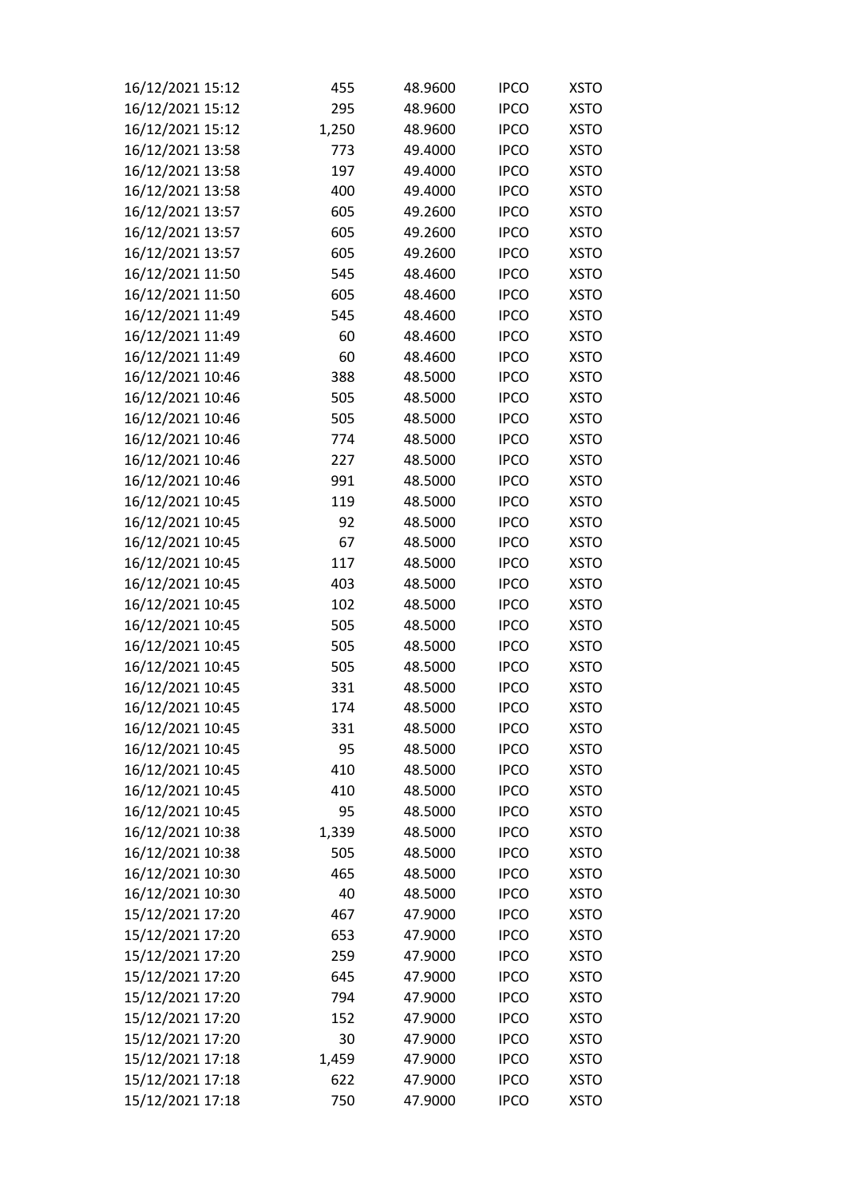| | | | | |
|---|---|---|---|---|
| 16/12/2021 15:12 | 455 | 48.9600 | IPCO | XSTO |
| 16/12/2021 15:12 | 295 | 48.9600 | IPCO | XSTO |
| 16/12/2021 15:12 | 1,250 | 48.9600 | IPCO | XSTO |
| 16/12/2021 13:58 | 773 | 49.4000 | IPCO | XSTO |
| 16/12/2021 13:58 | 197 | 49.4000 | IPCO | XSTO |
| 16/12/2021 13:58 | 400 | 49.4000 | IPCO | XSTO |
| 16/12/2021 13:57 | 605 | 49.2600 | IPCO | XSTO |
| 16/12/2021 13:57 | 605 | 49.2600 | IPCO | XSTO |
| 16/12/2021 13:57 | 605 | 49.2600 | IPCO | XSTO |
| 16/12/2021 11:50 | 545 | 48.4600 | IPCO | XSTO |
| 16/12/2021 11:50 | 605 | 48.4600 | IPCO | XSTO |
| 16/12/2021 11:49 | 545 | 48.4600 | IPCO | XSTO |
| 16/12/2021 11:49 | 60 | 48.4600 | IPCO | XSTO |
| 16/12/2021 11:49 | 60 | 48.4600 | IPCO | XSTO |
| 16/12/2021 10:46 | 388 | 48.5000 | IPCO | XSTO |
| 16/12/2021 10:46 | 505 | 48.5000 | IPCO | XSTO |
| 16/12/2021 10:46 | 505 | 48.5000 | IPCO | XSTO |
| 16/12/2021 10:46 | 774 | 48.5000 | IPCO | XSTO |
| 16/12/2021 10:46 | 227 | 48.5000 | IPCO | XSTO |
| 16/12/2021 10:46 | 991 | 48.5000 | IPCO | XSTO |
| 16/12/2021 10:45 | 119 | 48.5000 | IPCO | XSTO |
| 16/12/2021 10:45 | 92 | 48.5000 | IPCO | XSTO |
| 16/12/2021 10:45 | 67 | 48.5000 | IPCO | XSTO |
| 16/12/2021 10:45 | 117 | 48.5000 | IPCO | XSTO |
| 16/12/2021 10:45 | 403 | 48.5000 | IPCO | XSTO |
| 16/12/2021 10:45 | 102 | 48.5000 | IPCO | XSTO |
| 16/12/2021 10:45 | 505 | 48.5000 | IPCO | XSTO |
| 16/12/2021 10:45 | 505 | 48.5000 | IPCO | XSTO |
| 16/12/2021 10:45 | 505 | 48.5000 | IPCO | XSTO |
| 16/12/2021 10:45 | 331 | 48.5000 | IPCO | XSTO |
| 16/12/2021 10:45 | 174 | 48.5000 | IPCO | XSTO |
| 16/12/2021 10:45 | 331 | 48.5000 | IPCO | XSTO |
| 16/12/2021 10:45 | 95 | 48.5000 | IPCO | XSTO |
| 16/12/2021 10:45 | 410 | 48.5000 | IPCO | XSTO |
| 16/12/2021 10:45 | 410 | 48.5000 | IPCO | XSTO |
| 16/12/2021 10:45 | 95 | 48.5000 | IPCO | XSTO |
| 16/12/2021 10:38 | 1,339 | 48.5000 | IPCO | XSTO |
| 16/12/2021 10:38 | 505 | 48.5000 | IPCO | XSTO |
| 16/12/2021 10:30 | 465 | 48.5000 | IPCO | XSTO |
| 16/12/2021 10:30 | 40 | 48.5000 | IPCO | XSTO |
| 15/12/2021 17:20 | 467 | 47.9000 | IPCO | XSTO |
| 15/12/2021 17:20 | 653 | 47.9000 | IPCO | XSTO |
| 15/12/2021 17:20 | 259 | 47.9000 | IPCO | XSTO |
| 15/12/2021 17:20 | 645 | 47.9000 | IPCO | XSTO |
| 15/12/2021 17:20 | 794 | 47.9000 | IPCO | XSTO |
| 15/12/2021 17:20 | 152 | 47.9000 | IPCO | XSTO |
| 15/12/2021 17:20 | 30 | 47.9000 | IPCO | XSTO |
| 15/12/2021 17:18 | 1,459 | 47.9000 | IPCO | XSTO |
| 15/12/2021 17:18 | 622 | 47.9000 | IPCO | XSTO |
| 15/12/2021 17:18 | 750 | 47.9000 | IPCO | XSTO |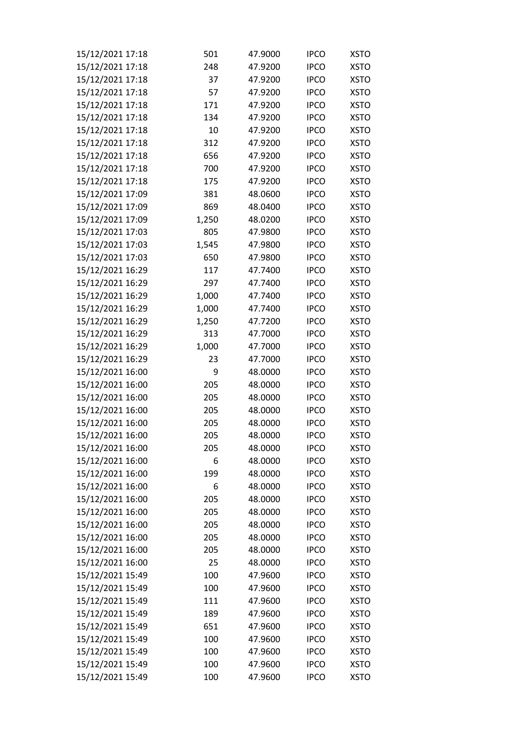| | | | | |
|---|---|---|---|---|
| 15/12/2021 17:18 | 501 | 47.9000 | IPCO | XSTO |
| 15/12/2021 17:18 | 248 | 47.9200 | IPCO | XSTO |
| 15/12/2021 17:18 | 37 | 47.9200 | IPCO | XSTO |
| 15/12/2021 17:18 | 57 | 47.9200 | IPCO | XSTO |
| 15/12/2021 17:18 | 171 | 47.9200 | IPCO | XSTO |
| 15/12/2021 17:18 | 134 | 47.9200 | IPCO | XSTO |
| 15/12/2021 17:18 | 10 | 47.9200 | IPCO | XSTO |
| 15/12/2021 17:18 | 312 | 47.9200 | IPCO | XSTO |
| 15/12/2021 17:18 | 656 | 47.9200 | IPCO | XSTO |
| 15/12/2021 17:18 | 700 | 47.9200 | IPCO | XSTO |
| 15/12/2021 17:18 | 175 | 47.9200 | IPCO | XSTO |
| 15/12/2021 17:09 | 381 | 48.0600 | IPCO | XSTO |
| 15/12/2021 17:09 | 869 | 48.0400 | IPCO | XSTO |
| 15/12/2021 17:09 | 1,250 | 48.0200 | IPCO | XSTO |
| 15/12/2021 17:03 | 805 | 47.9800 | IPCO | XSTO |
| 15/12/2021 17:03 | 1,545 | 47.9800 | IPCO | XSTO |
| 15/12/2021 17:03 | 650 | 47.9800 | IPCO | XSTO |
| 15/12/2021 16:29 | 117 | 47.7400 | IPCO | XSTO |
| 15/12/2021 16:29 | 297 | 47.7400 | IPCO | XSTO |
| 15/12/2021 16:29 | 1,000 | 47.7400 | IPCO | XSTO |
| 15/12/2021 16:29 | 1,000 | 47.7400 | IPCO | XSTO |
| 15/12/2021 16:29 | 1,250 | 47.7200 | IPCO | XSTO |
| 15/12/2021 16:29 | 313 | 47.7000 | IPCO | XSTO |
| 15/12/2021 16:29 | 1,000 | 47.7000 | IPCO | XSTO |
| 15/12/2021 16:29 | 23 | 47.7000 | IPCO | XSTO |
| 15/12/2021 16:00 | 9 | 48.0000 | IPCO | XSTO |
| 15/12/2021 16:00 | 205 | 48.0000 | IPCO | XSTO |
| 15/12/2021 16:00 | 205 | 48.0000 | IPCO | XSTO |
| 15/12/2021 16:00 | 205 | 48.0000 | IPCO | XSTO |
| 15/12/2021 16:00 | 205 | 48.0000 | IPCO | XSTO |
| 15/12/2021 16:00 | 205 | 48.0000 | IPCO | XSTO |
| 15/12/2021 16:00 | 205 | 48.0000 | IPCO | XSTO |
| 15/12/2021 16:00 | 6 | 48.0000 | IPCO | XSTO |
| 15/12/2021 16:00 | 199 | 48.0000 | IPCO | XSTO |
| 15/12/2021 16:00 | 6 | 48.0000 | IPCO | XSTO |
| 15/12/2021 16:00 | 205 | 48.0000 | IPCO | XSTO |
| 15/12/2021 16:00 | 205 | 48.0000 | IPCO | XSTO |
| 15/12/2021 16:00 | 205 | 48.0000 | IPCO | XSTO |
| 15/12/2021 16:00 | 205 | 48.0000 | IPCO | XSTO |
| 15/12/2021 16:00 | 205 | 48.0000 | IPCO | XSTO |
| 15/12/2021 16:00 | 25 | 48.0000 | IPCO | XSTO |
| 15/12/2021 15:49 | 100 | 47.9600 | IPCO | XSTO |
| 15/12/2021 15:49 | 100 | 47.9600 | IPCO | XSTO |
| 15/12/2021 15:49 | 111 | 47.9600 | IPCO | XSTO |
| 15/12/2021 15:49 | 189 | 47.9600 | IPCO | XSTO |
| 15/12/2021 15:49 | 651 | 47.9600 | IPCO | XSTO |
| 15/12/2021 15:49 | 100 | 47.9600 | IPCO | XSTO |
| 15/12/2021 15:49 | 100 | 47.9600 | IPCO | XSTO |
| 15/12/2021 15:49 | 100 | 47.9600 | IPCO | XSTO |
| 15/12/2021 15:49 | 100 | 47.9600 | IPCO | XSTO |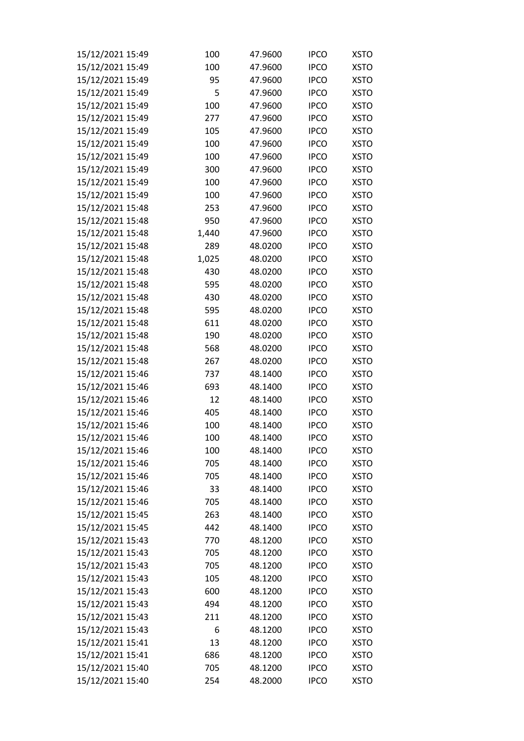| | | | | |
|---|---|---|---|---|
| 15/12/2021 15:49 | 100 | 47.9600 | IPCO | XSTO |
| 15/12/2021 15:49 | 100 | 47.9600 | IPCO | XSTO |
| 15/12/2021 15:49 | 95 | 47.9600 | IPCO | XSTO |
| 15/12/2021 15:49 | 5 | 47.9600 | IPCO | XSTO |
| 15/12/2021 15:49 | 100 | 47.9600 | IPCO | XSTO |
| 15/12/2021 15:49 | 277 | 47.9600 | IPCO | XSTO |
| 15/12/2021 15:49 | 105 | 47.9600 | IPCO | XSTO |
| 15/12/2021 15:49 | 100 | 47.9600 | IPCO | XSTO |
| 15/12/2021 15:49 | 100 | 47.9600 | IPCO | XSTO |
| 15/12/2021 15:49 | 300 | 47.9600 | IPCO | XSTO |
| 15/12/2021 15:49 | 100 | 47.9600 | IPCO | XSTO |
| 15/12/2021 15:49 | 100 | 47.9600 | IPCO | XSTO |
| 15/12/2021 15:48 | 253 | 47.9600 | IPCO | XSTO |
| 15/12/2021 15:48 | 950 | 47.9600 | IPCO | XSTO |
| 15/12/2021 15:48 | 1,440 | 47.9600 | IPCO | XSTO |
| 15/12/2021 15:48 | 289 | 48.0200 | IPCO | XSTO |
| 15/12/2021 15:48 | 1,025 | 48.0200 | IPCO | XSTO |
| 15/12/2021 15:48 | 430 | 48.0200 | IPCO | XSTO |
| 15/12/2021 15:48 | 595 | 48.0200 | IPCO | XSTO |
| 15/12/2021 15:48 | 430 | 48.0200 | IPCO | XSTO |
| 15/12/2021 15:48 | 595 | 48.0200 | IPCO | XSTO |
| 15/12/2021 15:48 | 611 | 48.0200 | IPCO | XSTO |
| 15/12/2021 15:48 | 190 | 48.0200 | IPCO | XSTO |
| 15/12/2021 15:48 | 568 | 48.0200 | IPCO | XSTO |
| 15/12/2021 15:48 | 267 | 48.0200 | IPCO | XSTO |
| 15/12/2021 15:46 | 737 | 48.1400 | IPCO | XSTO |
| 15/12/2021 15:46 | 693 | 48.1400 | IPCO | XSTO |
| 15/12/2021 15:46 | 12 | 48.1400 | IPCO | XSTO |
| 15/12/2021 15:46 | 405 | 48.1400 | IPCO | XSTO |
| 15/12/2021 15:46 | 100 | 48.1400 | IPCO | XSTO |
| 15/12/2021 15:46 | 100 | 48.1400 | IPCO | XSTO |
| 15/12/2021 15:46 | 100 | 48.1400 | IPCO | XSTO |
| 15/12/2021 15:46 | 705 | 48.1400 | IPCO | XSTO |
| 15/12/2021 15:46 | 705 | 48.1400 | IPCO | XSTO |
| 15/12/2021 15:46 | 33 | 48.1400 | IPCO | XSTO |
| 15/12/2021 15:46 | 705 | 48.1400 | IPCO | XSTO |
| 15/12/2021 15:45 | 263 | 48.1400 | IPCO | XSTO |
| 15/12/2021 15:45 | 442 | 48.1400 | IPCO | XSTO |
| 15/12/2021 15:43 | 770 | 48.1200 | IPCO | XSTO |
| 15/12/2021 15:43 | 705 | 48.1200 | IPCO | XSTO |
| 15/12/2021 15:43 | 705 | 48.1200 | IPCO | XSTO |
| 15/12/2021 15:43 | 105 | 48.1200 | IPCO | XSTO |
| 15/12/2021 15:43 | 600 | 48.1200 | IPCO | XSTO |
| 15/12/2021 15:43 | 494 | 48.1200 | IPCO | XSTO |
| 15/12/2021 15:43 | 211 | 48.1200 | IPCO | XSTO |
| 15/12/2021 15:43 | 6 | 48.1200 | IPCO | XSTO |
| 15/12/2021 15:41 | 13 | 48.1200 | IPCO | XSTO |
| 15/12/2021 15:41 | 686 | 48.1200 | IPCO | XSTO |
| 15/12/2021 15:40 | 705 | 48.1200 | IPCO | XSTO |
| 15/12/2021 15:40 | 254 | 48.2000 | IPCO | XSTO |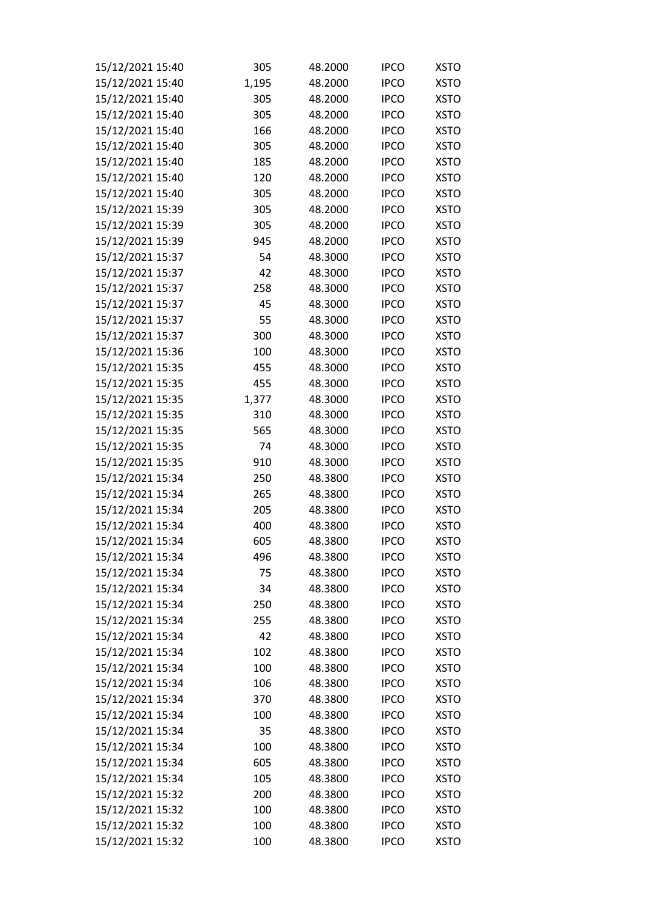| | | | | |
|---|---|---|---|---|
| 15/12/2021 15:40 | 305 | 48.2000 | IPCO | XSTO |
| 15/12/2021 15:40 | 1,195 | 48.2000 | IPCO | XSTO |
| 15/12/2021 15:40 | 305 | 48.2000 | IPCO | XSTO |
| 15/12/2021 15:40 | 305 | 48.2000 | IPCO | XSTO |
| 15/12/2021 15:40 | 166 | 48.2000 | IPCO | XSTO |
| 15/12/2021 15:40 | 305 | 48.2000 | IPCO | XSTO |
| 15/12/2021 15:40 | 185 | 48.2000 | IPCO | XSTO |
| 15/12/2021 15:40 | 120 | 48.2000 | IPCO | XSTO |
| 15/12/2021 15:40 | 305 | 48.2000 | IPCO | XSTO |
| 15/12/2021 15:39 | 305 | 48.2000 | IPCO | XSTO |
| 15/12/2021 15:39 | 305 | 48.2000 | IPCO | XSTO |
| 15/12/2021 15:39 | 945 | 48.2000 | IPCO | XSTO |
| 15/12/2021 15:37 | 54 | 48.3000 | IPCO | XSTO |
| 15/12/2021 15:37 | 42 | 48.3000 | IPCO | XSTO |
| 15/12/2021 15:37 | 258 | 48.3000 | IPCO | XSTO |
| 15/12/2021 15:37 | 45 | 48.3000 | IPCO | XSTO |
| 15/12/2021 15:37 | 55 | 48.3000 | IPCO | XSTO |
| 15/12/2021 15:37 | 300 | 48.3000 | IPCO | XSTO |
| 15/12/2021 15:36 | 100 | 48.3000 | IPCO | XSTO |
| 15/12/2021 15:35 | 455 | 48.3000 | IPCO | XSTO |
| 15/12/2021 15:35 | 455 | 48.3000 | IPCO | XSTO |
| 15/12/2021 15:35 | 1,377 | 48.3000 | IPCO | XSTO |
| 15/12/2021 15:35 | 310 | 48.3000 | IPCO | XSTO |
| 15/12/2021 15:35 | 565 | 48.3000 | IPCO | XSTO |
| 15/12/2021 15:35 | 74 | 48.3000 | IPCO | XSTO |
| 15/12/2021 15:35 | 910 | 48.3000 | IPCO | XSTO |
| 15/12/2021 15:34 | 250 | 48.3800 | IPCO | XSTO |
| 15/12/2021 15:34 | 265 | 48.3800 | IPCO | XSTO |
| 15/12/2021 15:34 | 205 | 48.3800 | IPCO | XSTO |
| 15/12/2021 15:34 | 400 | 48.3800 | IPCO | XSTO |
| 15/12/2021 15:34 | 605 | 48.3800 | IPCO | XSTO |
| 15/12/2021 15:34 | 496 | 48.3800 | IPCO | XSTO |
| 15/12/2021 15:34 | 75 | 48.3800 | IPCO | XSTO |
| 15/12/2021 15:34 | 34 | 48.3800 | IPCO | XSTO |
| 15/12/2021 15:34 | 250 | 48.3800 | IPCO | XSTO |
| 15/12/2021 15:34 | 255 | 48.3800 | IPCO | XSTO |
| 15/12/2021 15:34 | 42 | 48.3800 | IPCO | XSTO |
| 15/12/2021 15:34 | 102 | 48.3800 | IPCO | XSTO |
| 15/12/2021 15:34 | 100 | 48.3800 | IPCO | XSTO |
| 15/12/2021 15:34 | 106 | 48.3800 | IPCO | XSTO |
| 15/12/2021 15:34 | 370 | 48.3800 | IPCO | XSTO |
| 15/12/2021 15:34 | 100 | 48.3800 | IPCO | XSTO |
| 15/12/2021 15:34 | 35 | 48.3800 | IPCO | XSTO |
| 15/12/2021 15:34 | 100 | 48.3800 | IPCO | XSTO |
| 15/12/2021 15:34 | 605 | 48.3800 | IPCO | XSTO |
| 15/12/2021 15:34 | 105 | 48.3800 | IPCO | XSTO |
| 15/12/2021 15:32 | 200 | 48.3800 | IPCO | XSTO |
| 15/12/2021 15:32 | 100 | 48.3800 | IPCO | XSTO |
| 15/12/2021 15:32 | 100 | 48.3800 | IPCO | XSTO |
| 15/12/2021 15:32 | 100 | 48.3800 | IPCO | XSTO |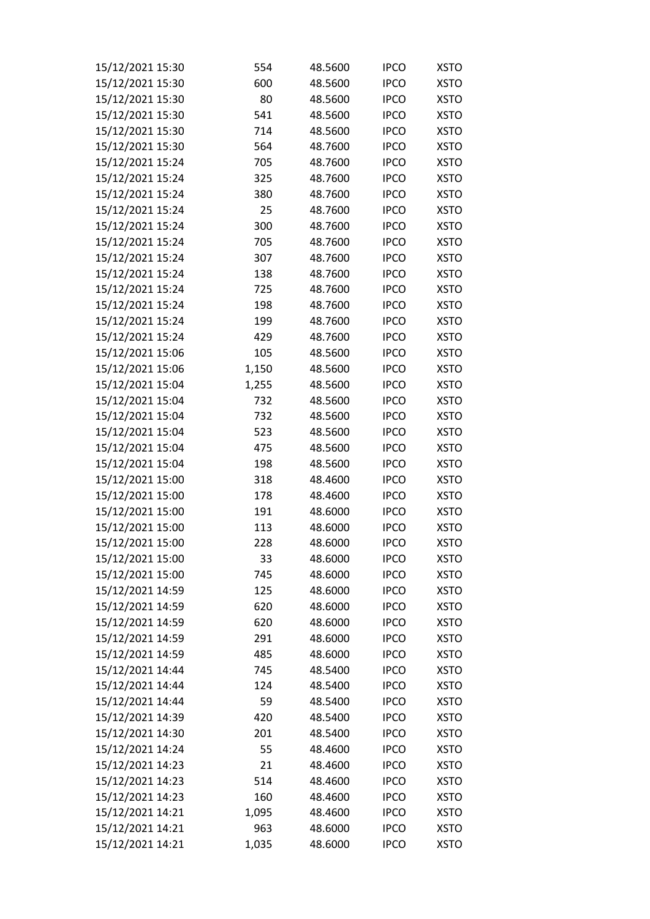| | | | | |
|---|---|---|---|---|
| 15/12/2021 15:30 | 554 | 48.5600 | IPCO | XSTO |
| 15/12/2021 15:30 | 600 | 48.5600 | IPCO | XSTO |
| 15/12/2021 15:30 | 80 | 48.5600 | IPCO | XSTO |
| 15/12/2021 15:30 | 541 | 48.5600 | IPCO | XSTO |
| 15/12/2021 15:30 | 714 | 48.5600 | IPCO | XSTO |
| 15/12/2021 15:30 | 564 | 48.7600 | IPCO | XSTO |
| 15/12/2021 15:24 | 705 | 48.7600 | IPCO | XSTO |
| 15/12/2021 15:24 | 325 | 48.7600 | IPCO | XSTO |
| 15/12/2021 15:24 | 380 | 48.7600 | IPCO | XSTO |
| 15/12/2021 15:24 | 25 | 48.7600 | IPCO | XSTO |
| 15/12/2021 15:24 | 300 | 48.7600 | IPCO | XSTO |
| 15/12/2021 15:24 | 705 | 48.7600 | IPCO | XSTO |
| 15/12/2021 15:24 | 307 | 48.7600 | IPCO | XSTO |
| 15/12/2021 15:24 | 138 | 48.7600 | IPCO | XSTO |
| 15/12/2021 15:24 | 725 | 48.7600 | IPCO | XSTO |
| 15/12/2021 15:24 | 198 | 48.7600 | IPCO | XSTO |
| 15/12/2021 15:24 | 199 | 48.7600 | IPCO | XSTO |
| 15/12/2021 15:24 | 429 | 48.7600 | IPCO | XSTO |
| 15/12/2021 15:06 | 105 | 48.5600 | IPCO | XSTO |
| 15/12/2021 15:06 | 1,150 | 48.5600 | IPCO | XSTO |
| 15/12/2021 15:04 | 1,255 | 48.5600 | IPCO | XSTO |
| 15/12/2021 15:04 | 732 | 48.5600 | IPCO | XSTO |
| 15/12/2021 15:04 | 732 | 48.5600 | IPCO | XSTO |
| 15/12/2021 15:04 | 523 | 48.5600 | IPCO | XSTO |
| 15/12/2021 15:04 | 475 | 48.5600 | IPCO | XSTO |
| 15/12/2021 15:04 | 198 | 48.5600 | IPCO | XSTO |
| 15/12/2021 15:00 | 318 | 48.4600 | IPCO | XSTO |
| 15/12/2021 15:00 | 178 | 48.4600 | IPCO | XSTO |
| 15/12/2021 15:00 | 191 | 48.6000 | IPCO | XSTO |
| 15/12/2021 15:00 | 113 | 48.6000 | IPCO | XSTO |
| 15/12/2021 15:00 | 228 | 48.6000 | IPCO | XSTO |
| 15/12/2021 15:00 | 33 | 48.6000 | IPCO | XSTO |
| 15/12/2021 15:00 | 745 | 48.6000 | IPCO | XSTO |
| 15/12/2021 14:59 | 125 | 48.6000 | IPCO | XSTO |
| 15/12/2021 14:59 | 620 | 48.6000 | IPCO | XSTO |
| 15/12/2021 14:59 | 620 | 48.6000 | IPCO | XSTO |
| 15/12/2021 14:59 | 291 | 48.6000 | IPCO | XSTO |
| 15/12/2021 14:59 | 485 | 48.6000 | IPCO | XSTO |
| 15/12/2021 14:44 | 745 | 48.5400 | IPCO | XSTO |
| 15/12/2021 14:44 | 124 | 48.5400 | IPCO | XSTO |
| 15/12/2021 14:44 | 59 | 48.5400 | IPCO | XSTO |
| 15/12/2021 14:39 | 420 | 48.5400 | IPCO | XSTO |
| 15/12/2021 14:30 | 201 | 48.5400 | IPCO | XSTO |
| 15/12/2021 14:24 | 55 | 48.4600 | IPCO | XSTO |
| 15/12/2021 14:23 | 21 | 48.4600 | IPCO | XSTO |
| 15/12/2021 14:23 | 514 | 48.4600 | IPCO | XSTO |
| 15/12/2021 14:23 | 160 | 48.4600 | IPCO | XSTO |
| 15/12/2021 14:21 | 1,095 | 48.4600 | IPCO | XSTO |
| 15/12/2021 14:21 | 963 | 48.6000 | IPCO | XSTO |
| 15/12/2021 14:21 | 1,035 | 48.6000 | IPCO | XSTO |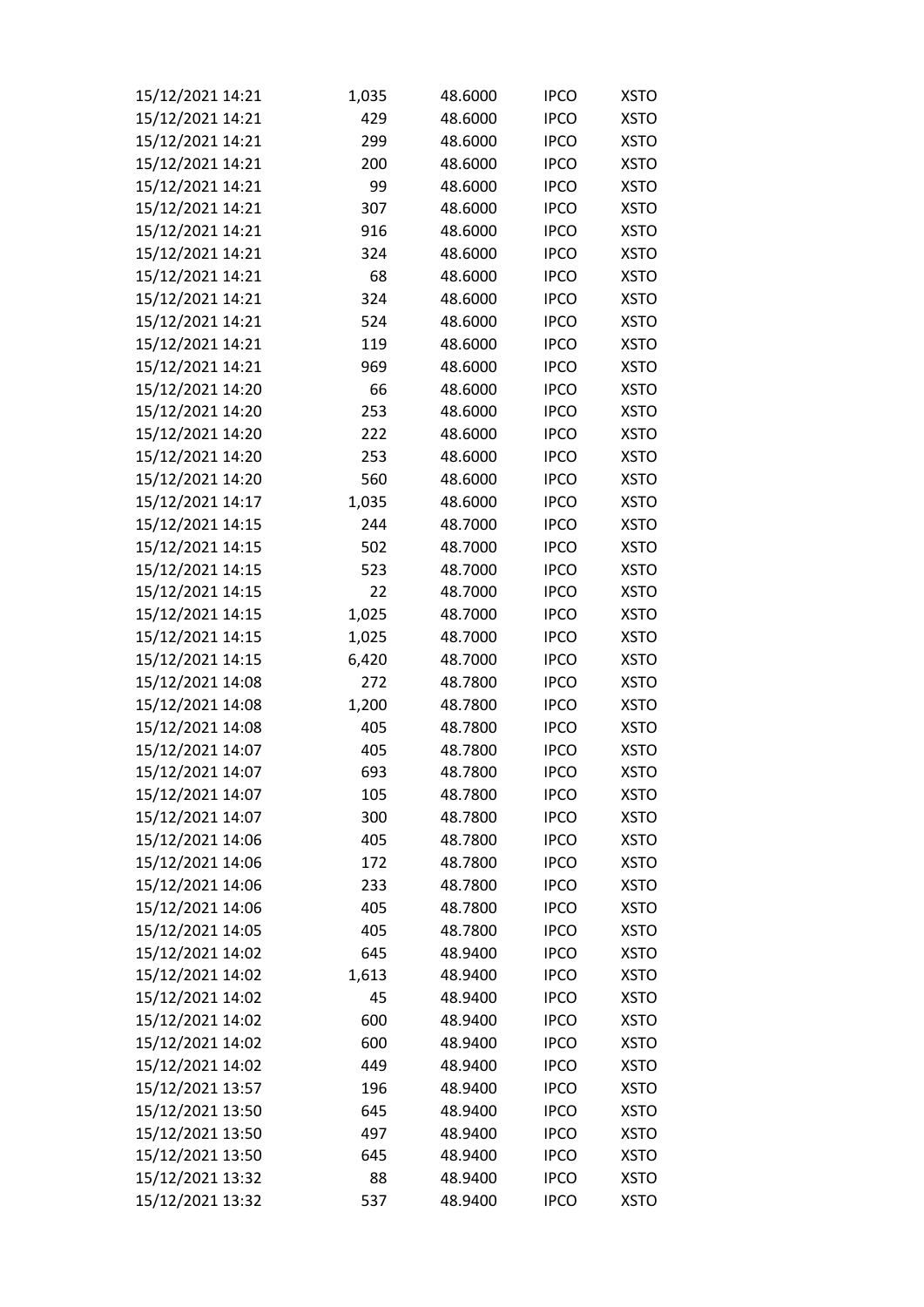| | | | | |
|---|---|---|---|---|
| 15/12/2021 14:21 | 1,035 | 48.6000 | IPCO | XSTO |
| 15/12/2021 14:21 | 429 | 48.6000 | IPCO | XSTO |
| 15/12/2021 14:21 | 299 | 48.6000 | IPCO | XSTO |
| 15/12/2021 14:21 | 200 | 48.6000 | IPCO | XSTO |
| 15/12/2021 14:21 | 99 | 48.6000 | IPCO | XSTO |
| 15/12/2021 14:21 | 307 | 48.6000 | IPCO | XSTO |
| 15/12/2021 14:21 | 916 | 48.6000 | IPCO | XSTO |
| 15/12/2021 14:21 | 324 | 48.6000 | IPCO | XSTO |
| 15/12/2021 14:21 | 68 | 48.6000 | IPCO | XSTO |
| 15/12/2021 14:21 | 324 | 48.6000 | IPCO | XSTO |
| 15/12/2021 14:21 | 524 | 48.6000 | IPCO | XSTO |
| 15/12/2021 14:21 | 119 | 48.6000 | IPCO | XSTO |
| 15/12/2021 14:21 | 969 | 48.6000 | IPCO | XSTO |
| 15/12/2021 14:20 | 66 | 48.6000 | IPCO | XSTO |
| 15/12/2021 14:20 | 253 | 48.6000 | IPCO | XSTO |
| 15/12/2021 14:20 | 222 | 48.6000 | IPCO | XSTO |
| 15/12/2021 14:20 | 253 | 48.6000 | IPCO | XSTO |
| 15/12/2021 14:20 | 560 | 48.6000 | IPCO | XSTO |
| 15/12/2021 14:17 | 1,035 | 48.6000 | IPCO | XSTO |
| 15/12/2021 14:15 | 244 | 48.7000 | IPCO | XSTO |
| 15/12/2021 14:15 | 502 | 48.7000 | IPCO | XSTO |
| 15/12/2021 14:15 | 523 | 48.7000 | IPCO | XSTO |
| 15/12/2021 14:15 | 22 | 48.7000 | IPCO | XSTO |
| 15/12/2021 14:15 | 1,025 | 48.7000 | IPCO | XSTO |
| 15/12/2021 14:15 | 1,025 | 48.7000 | IPCO | XSTO |
| 15/12/2021 14:15 | 6,420 | 48.7000 | IPCO | XSTO |
| 15/12/2021 14:08 | 272 | 48.7800 | IPCO | XSTO |
| 15/12/2021 14:08 | 1,200 | 48.7800 | IPCO | XSTO |
| 15/12/2021 14:08 | 405 | 48.7800 | IPCO | XSTO |
| 15/12/2021 14:07 | 405 | 48.7800 | IPCO | XSTO |
| 15/12/2021 14:07 | 693 | 48.7800 | IPCO | XSTO |
| 15/12/2021 14:07 | 105 | 48.7800 | IPCO | XSTO |
| 15/12/2021 14:07 | 300 | 48.7800 | IPCO | XSTO |
| 15/12/2021 14:06 | 405 | 48.7800 | IPCO | XSTO |
| 15/12/2021 14:06 | 172 | 48.7800 | IPCO | XSTO |
| 15/12/2021 14:06 | 233 | 48.7800 | IPCO | XSTO |
| 15/12/2021 14:06 | 405 | 48.7800 | IPCO | XSTO |
| 15/12/2021 14:05 | 405 | 48.7800 | IPCO | XSTO |
| 15/12/2021 14:02 | 645 | 48.9400 | IPCO | XSTO |
| 15/12/2021 14:02 | 1,613 | 48.9400 | IPCO | XSTO |
| 15/12/2021 14:02 | 45 | 48.9400 | IPCO | XSTO |
| 15/12/2021 14:02 | 600 | 48.9400 | IPCO | XSTO |
| 15/12/2021 14:02 | 600 | 48.9400 | IPCO | XSTO |
| 15/12/2021 14:02 | 449 | 48.9400 | IPCO | XSTO |
| 15/12/2021 13:57 | 196 | 48.9400 | IPCO | XSTO |
| 15/12/2021 13:50 | 645 | 48.9400 | IPCO | XSTO |
| 15/12/2021 13:50 | 497 | 48.9400 | IPCO | XSTO |
| 15/12/2021 13:50 | 645 | 48.9400 | IPCO | XSTO |
| 15/12/2021 13:32 | 88 | 48.9400 | IPCO | XSTO |
| 15/12/2021 13:32 | 537 | 48.9400 | IPCO | XSTO |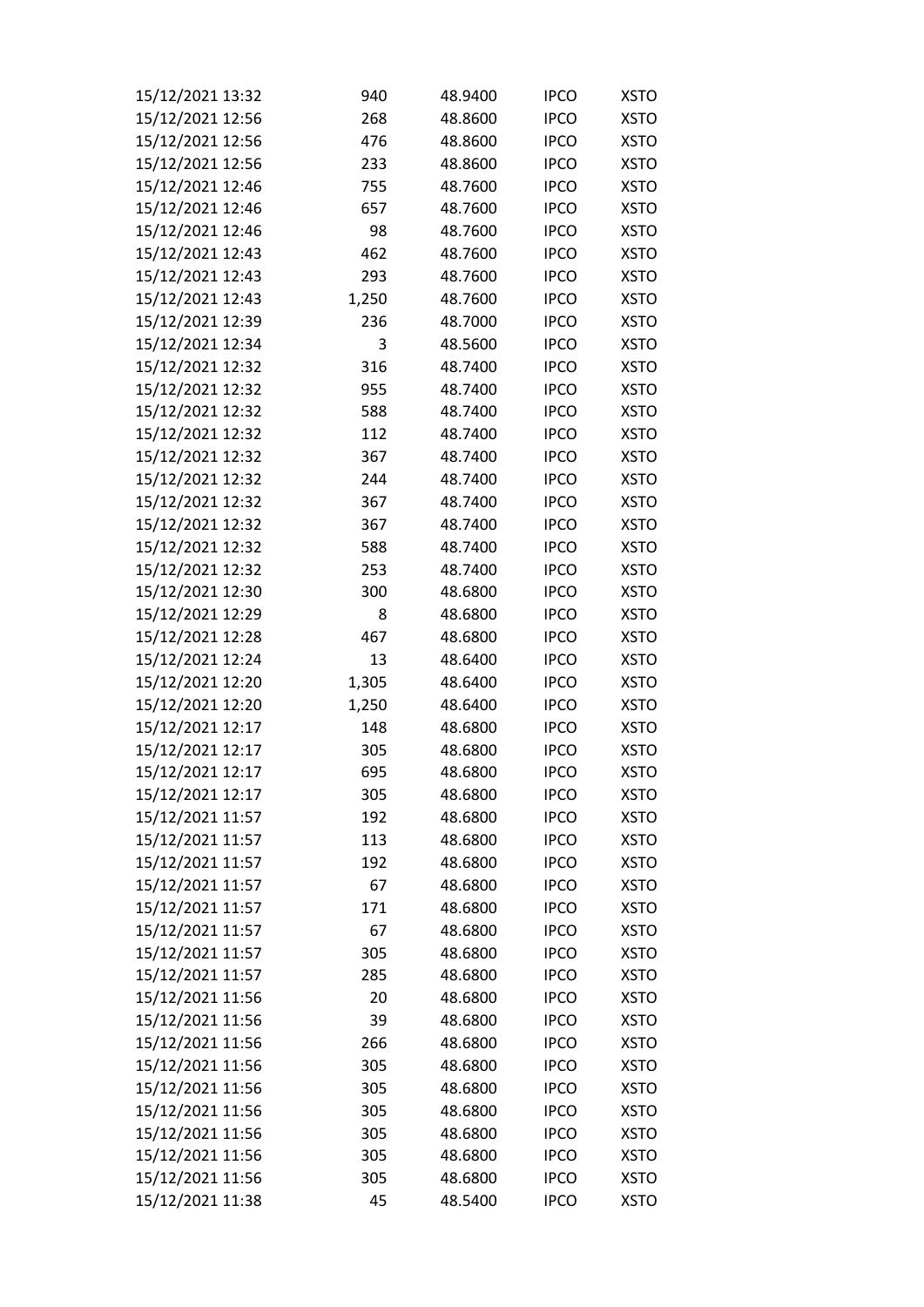| | | | | |
|---|---|---|---|---|
| 15/12/2021 13:32 | 940 | 48.9400 | IPCO | XSTO |
| 15/12/2021 12:56 | 268 | 48.8600 | IPCO | XSTO |
| 15/12/2021 12:56 | 476 | 48.8600 | IPCO | XSTO |
| 15/12/2021 12:56 | 233 | 48.8600 | IPCO | XSTO |
| 15/12/2021 12:46 | 755 | 48.7600 | IPCO | XSTO |
| 15/12/2021 12:46 | 657 | 48.7600 | IPCO | XSTO |
| 15/12/2021 12:46 | 98 | 48.7600 | IPCO | XSTO |
| 15/12/2021 12:43 | 462 | 48.7600 | IPCO | XSTO |
| 15/12/2021 12:43 | 293 | 48.7600 | IPCO | XSTO |
| 15/12/2021 12:43 | 1,250 | 48.7600 | IPCO | XSTO |
| 15/12/2021 12:39 | 236 | 48.7000 | IPCO | XSTO |
| 15/12/2021 12:34 | 3 | 48.5600 | IPCO | XSTO |
| 15/12/2021 12:32 | 316 | 48.7400 | IPCO | XSTO |
| 15/12/2021 12:32 | 955 | 48.7400 | IPCO | XSTO |
| 15/12/2021 12:32 | 588 | 48.7400 | IPCO | XSTO |
| 15/12/2021 12:32 | 112 | 48.7400 | IPCO | XSTO |
| 15/12/2021 12:32 | 367 | 48.7400 | IPCO | XSTO |
| 15/12/2021 12:32 | 244 | 48.7400 | IPCO | XSTO |
| 15/12/2021 12:32 | 367 | 48.7400 | IPCO | XSTO |
| 15/12/2021 12:32 | 367 | 48.7400 | IPCO | XSTO |
| 15/12/2021 12:32 | 588 | 48.7400 | IPCO | XSTO |
| 15/12/2021 12:32 | 253 | 48.7400 | IPCO | XSTO |
| 15/12/2021 12:30 | 300 | 48.6800 | IPCO | XSTO |
| 15/12/2021 12:29 | 8 | 48.6800 | IPCO | XSTO |
| 15/12/2021 12:28 | 467 | 48.6800 | IPCO | XSTO |
| 15/12/2021 12:24 | 13 | 48.6400 | IPCO | XSTO |
| 15/12/2021 12:20 | 1,305 | 48.6400 | IPCO | XSTO |
| 15/12/2021 12:20 | 1,250 | 48.6400 | IPCO | XSTO |
| 15/12/2021 12:17 | 148 | 48.6800 | IPCO | XSTO |
| 15/12/2021 12:17 | 305 | 48.6800 | IPCO | XSTO |
| 15/12/2021 12:17 | 695 | 48.6800 | IPCO | XSTO |
| 15/12/2021 12:17 | 305 | 48.6800 | IPCO | XSTO |
| 15/12/2021 11:57 | 192 | 48.6800 | IPCO | XSTO |
| 15/12/2021 11:57 | 113 | 48.6800 | IPCO | XSTO |
| 15/12/2021 11:57 | 192 | 48.6800 | IPCO | XSTO |
| 15/12/2021 11:57 | 67 | 48.6800 | IPCO | XSTO |
| 15/12/2021 11:57 | 171 | 48.6800 | IPCO | XSTO |
| 15/12/2021 11:57 | 67 | 48.6800 | IPCO | XSTO |
| 15/12/2021 11:57 | 305 | 48.6800 | IPCO | XSTO |
| 15/12/2021 11:57 | 285 | 48.6800 | IPCO | XSTO |
| 15/12/2021 11:56 | 20 | 48.6800 | IPCO | XSTO |
| 15/12/2021 11:56 | 39 | 48.6800 | IPCO | XSTO |
| 15/12/2021 11:56 | 266 | 48.6800 | IPCO | XSTO |
| 15/12/2021 11:56 | 305 | 48.6800 | IPCO | XSTO |
| 15/12/2021 11:56 | 305 | 48.6800 | IPCO | XSTO |
| 15/12/2021 11:56 | 305 | 48.6800 | IPCO | XSTO |
| 15/12/2021 11:56 | 305 | 48.6800 | IPCO | XSTO |
| 15/12/2021 11:56 | 305 | 48.6800 | IPCO | XSTO |
| 15/12/2021 11:56 | 305 | 48.6800 | IPCO | XSTO |
| 15/12/2021 11:38 | 45 | 48.5400 | IPCO | XSTO |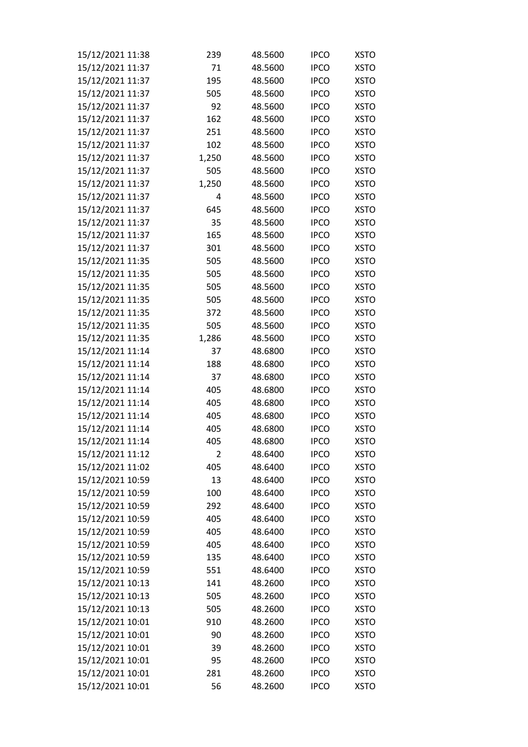| | | | | |
|---|---|---|---|---|
| 15/12/2021 11:38 | 239 | 48.5600 | IPCO | XSTO |
| 15/12/2021 11:37 | 71 | 48.5600 | IPCO | XSTO |
| 15/12/2021 11:37 | 195 | 48.5600 | IPCO | XSTO |
| 15/12/2021 11:37 | 505 | 48.5600 | IPCO | XSTO |
| 15/12/2021 11:37 | 92 | 48.5600 | IPCO | XSTO |
| 15/12/2021 11:37 | 162 | 48.5600 | IPCO | XSTO |
| 15/12/2021 11:37 | 251 | 48.5600 | IPCO | XSTO |
| 15/12/2021 11:37 | 102 | 48.5600 | IPCO | XSTO |
| 15/12/2021 11:37 | 1,250 | 48.5600 | IPCO | XSTO |
| 15/12/2021 11:37 | 505 | 48.5600 | IPCO | XSTO |
| 15/12/2021 11:37 | 1,250 | 48.5600 | IPCO | XSTO |
| 15/12/2021 11:37 | 4 | 48.5600 | IPCO | XSTO |
| 15/12/2021 11:37 | 645 | 48.5600 | IPCO | XSTO |
| 15/12/2021 11:37 | 35 | 48.5600 | IPCO | XSTO |
| 15/12/2021 11:37 | 165 | 48.5600 | IPCO | XSTO |
| 15/12/2021 11:37 | 301 | 48.5600 | IPCO | XSTO |
| 15/12/2021 11:35 | 505 | 48.5600 | IPCO | XSTO |
| 15/12/2021 11:35 | 505 | 48.5600 | IPCO | XSTO |
| 15/12/2021 11:35 | 505 | 48.5600 | IPCO | XSTO |
| 15/12/2021 11:35 | 505 | 48.5600 | IPCO | XSTO |
| 15/12/2021 11:35 | 372 | 48.5600 | IPCO | XSTO |
| 15/12/2021 11:35 | 505 | 48.5600 | IPCO | XSTO |
| 15/12/2021 11:35 | 1,286 | 48.5600 | IPCO | XSTO |
| 15/12/2021 11:14 | 37 | 48.6800 | IPCO | XSTO |
| 15/12/2021 11:14 | 188 | 48.6800 | IPCO | XSTO |
| 15/12/2021 11:14 | 37 | 48.6800 | IPCO | XSTO |
| 15/12/2021 11:14 | 405 | 48.6800 | IPCO | XSTO |
| 15/12/2021 11:14 | 405 | 48.6800 | IPCO | XSTO |
| 15/12/2021 11:14 | 405 | 48.6800 | IPCO | XSTO |
| 15/12/2021 11:14 | 405 | 48.6800 | IPCO | XSTO |
| 15/12/2021 11:14 | 405 | 48.6800 | IPCO | XSTO |
| 15/12/2021 11:12 | 2 | 48.6400 | IPCO | XSTO |
| 15/12/2021 11:02 | 405 | 48.6400 | IPCO | XSTO |
| 15/12/2021 10:59 | 13 | 48.6400 | IPCO | XSTO |
| 15/12/2021 10:59 | 100 | 48.6400 | IPCO | XSTO |
| 15/12/2021 10:59 | 292 | 48.6400 | IPCO | XSTO |
| 15/12/2021 10:59 | 405 | 48.6400 | IPCO | XSTO |
| 15/12/2021 10:59 | 405 | 48.6400 | IPCO | XSTO |
| 15/12/2021 10:59 | 405 | 48.6400 | IPCO | XSTO |
| 15/12/2021 10:59 | 135 | 48.6400 | IPCO | XSTO |
| 15/12/2021 10:59 | 551 | 48.6400 | IPCO | XSTO |
| 15/12/2021 10:13 | 141 | 48.2600 | IPCO | XSTO |
| 15/12/2021 10:13 | 505 | 48.2600 | IPCO | XSTO |
| 15/12/2021 10:13 | 505 | 48.2600 | IPCO | XSTO |
| 15/12/2021 10:01 | 910 | 48.2600 | IPCO | XSTO |
| 15/12/2021 10:01 | 90 | 48.2600 | IPCO | XSTO |
| 15/12/2021 10:01 | 39 | 48.2600 | IPCO | XSTO |
| 15/12/2021 10:01 | 95 | 48.2600 | IPCO | XSTO |
| 15/12/2021 10:01 | 281 | 48.2600 | IPCO | XSTO |
| 15/12/2021 10:01 | 56 | 48.2600 | IPCO | XSTO |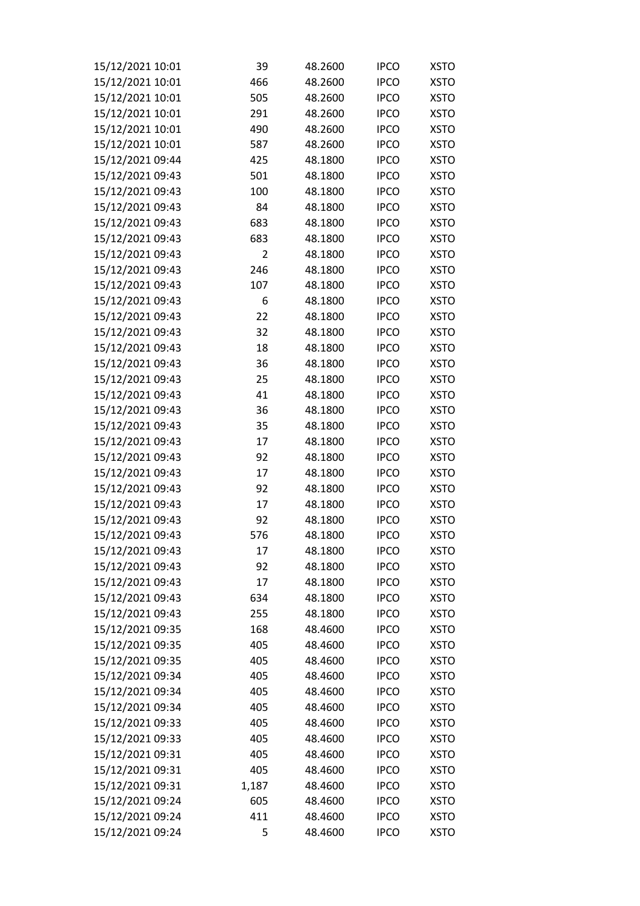| | | | | |
|---|---|---|---|---|
| 15/12/2021 10:01 | 39 | 48.2600 | IPCO | XSTO |
| 15/12/2021 10:01 | 466 | 48.2600 | IPCO | XSTO |
| 15/12/2021 10:01 | 505 | 48.2600 | IPCO | XSTO |
| 15/12/2021 10:01 | 291 | 48.2600 | IPCO | XSTO |
| 15/12/2021 10:01 | 490 | 48.2600 | IPCO | XSTO |
| 15/12/2021 10:01 | 587 | 48.2600 | IPCO | XSTO |
| 15/12/2021 09:44 | 425 | 48.1800 | IPCO | XSTO |
| 15/12/2021 09:43 | 501 | 48.1800 | IPCO | XSTO |
| 15/12/2021 09:43 | 100 | 48.1800 | IPCO | XSTO |
| 15/12/2021 09:43 | 84 | 48.1800 | IPCO | XSTO |
| 15/12/2021 09:43 | 683 | 48.1800 | IPCO | XSTO |
| 15/12/2021 09:43 | 683 | 48.1800 | IPCO | XSTO |
| 15/12/2021 09:43 | 2 | 48.1800 | IPCO | XSTO |
| 15/12/2021 09:43 | 246 | 48.1800 | IPCO | XSTO |
| 15/12/2021 09:43 | 107 | 48.1800 | IPCO | XSTO |
| 15/12/2021 09:43 | 6 | 48.1800 | IPCO | XSTO |
| 15/12/2021 09:43 | 22 | 48.1800 | IPCO | XSTO |
| 15/12/2021 09:43 | 32 | 48.1800 | IPCO | XSTO |
| 15/12/2021 09:43 | 18 | 48.1800 | IPCO | XSTO |
| 15/12/2021 09:43 | 36 | 48.1800 | IPCO | XSTO |
| 15/12/2021 09:43 | 25 | 48.1800 | IPCO | XSTO |
| 15/12/2021 09:43 | 41 | 48.1800 | IPCO | XSTO |
| 15/12/2021 09:43 | 36 | 48.1800 | IPCO | XSTO |
| 15/12/2021 09:43 | 35 | 48.1800 | IPCO | XSTO |
| 15/12/2021 09:43 | 17 | 48.1800 | IPCO | XSTO |
| 15/12/2021 09:43 | 92 | 48.1800 | IPCO | XSTO |
| 15/12/2021 09:43 | 17 | 48.1800 | IPCO | XSTO |
| 15/12/2021 09:43 | 92 | 48.1800 | IPCO | XSTO |
| 15/12/2021 09:43 | 17 | 48.1800 | IPCO | XSTO |
| 15/12/2021 09:43 | 92 | 48.1800 | IPCO | XSTO |
| 15/12/2021 09:43 | 576 | 48.1800 | IPCO | XSTO |
| 15/12/2021 09:43 | 17 | 48.1800 | IPCO | XSTO |
| 15/12/2021 09:43 | 92 | 48.1800 | IPCO | XSTO |
| 15/12/2021 09:43 | 17 | 48.1800 | IPCO | XSTO |
| 15/12/2021 09:43 | 634 | 48.1800 | IPCO | XSTO |
| 15/12/2021 09:43 | 255 | 48.1800 | IPCO | XSTO |
| 15/12/2021 09:35 | 168 | 48.4600 | IPCO | XSTO |
| 15/12/2021 09:35 | 405 | 48.4600 | IPCO | XSTO |
| 15/12/2021 09:35 | 405 | 48.4600 | IPCO | XSTO |
| 15/12/2021 09:34 | 405 | 48.4600 | IPCO | XSTO |
| 15/12/2021 09:34 | 405 | 48.4600 | IPCO | XSTO |
| 15/12/2021 09:34 | 405 | 48.4600 | IPCO | XSTO |
| 15/12/2021 09:33 | 405 | 48.4600 | IPCO | XSTO |
| 15/12/2021 09:33 | 405 | 48.4600 | IPCO | XSTO |
| 15/12/2021 09:31 | 405 | 48.4600 | IPCO | XSTO |
| 15/12/2021 09:31 | 405 | 48.4600 | IPCO | XSTO |
| 15/12/2021 09:31 | 1,187 | 48.4600 | IPCO | XSTO |
| 15/12/2021 09:24 | 605 | 48.4600 | IPCO | XSTO |
| 15/12/2021 09:24 | 411 | 48.4600 | IPCO | XSTO |
| 15/12/2021 09:24 | 5 | 48.4600 | IPCO | XSTO |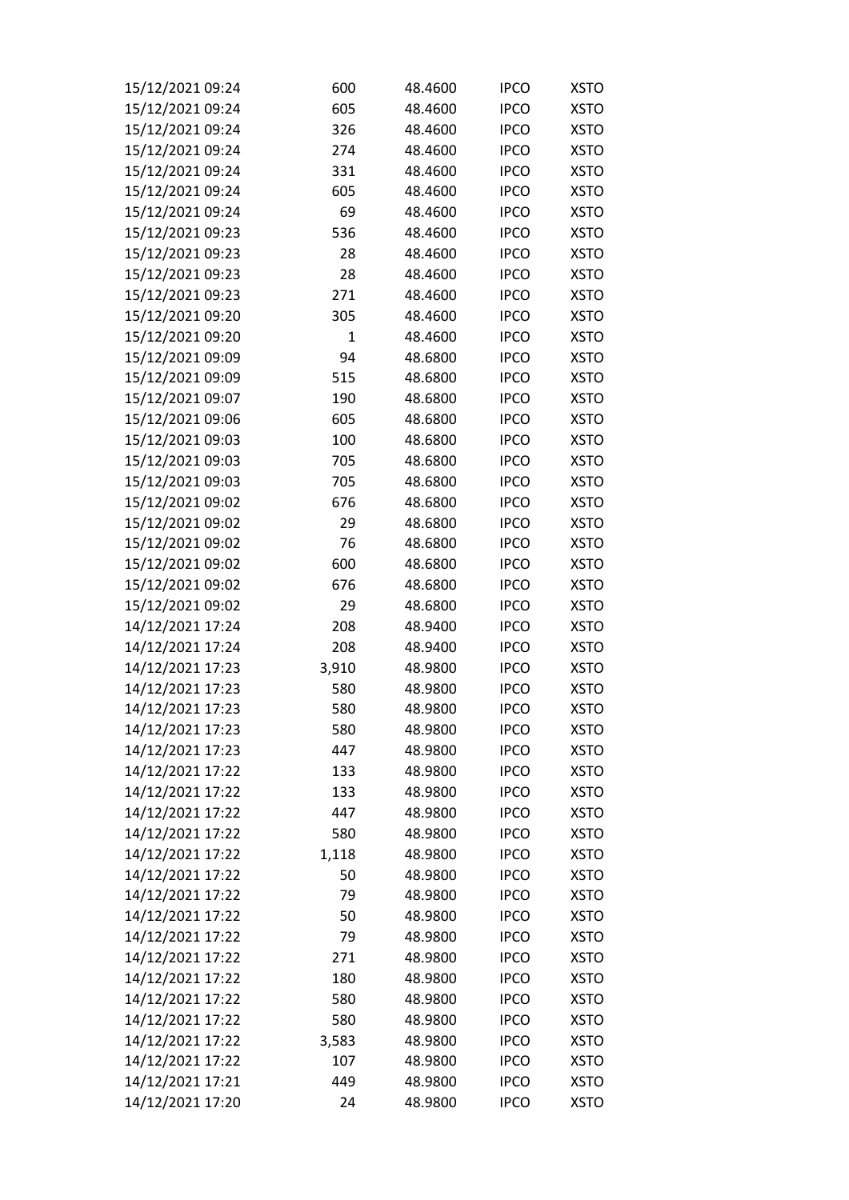| | | | | |
|---|---|---|---|---|
| 15/12/2021 09:24 | 600 | 48.4600 | IPCO | XSTO |
| 15/12/2021 09:24 | 605 | 48.4600 | IPCO | XSTO |
| 15/12/2021 09:24 | 326 | 48.4600 | IPCO | XSTO |
| 15/12/2021 09:24 | 274 | 48.4600 | IPCO | XSTO |
| 15/12/2021 09:24 | 331 | 48.4600 | IPCO | XSTO |
| 15/12/2021 09:24 | 605 | 48.4600 | IPCO | XSTO |
| 15/12/2021 09:24 | 69 | 48.4600 | IPCO | XSTO |
| 15/12/2021 09:23 | 536 | 48.4600 | IPCO | XSTO |
| 15/12/2021 09:23 | 28 | 48.4600 | IPCO | XSTO |
| 15/12/2021 09:23 | 28 | 48.4600 | IPCO | XSTO |
| 15/12/2021 09:23 | 271 | 48.4600 | IPCO | XSTO |
| 15/12/2021 09:20 | 305 | 48.4600 | IPCO | XSTO |
| 15/12/2021 09:20 | 1 | 48.4600 | IPCO | XSTO |
| 15/12/2021 09:09 | 94 | 48.6800 | IPCO | XSTO |
| 15/12/2021 09:09 | 515 | 48.6800 | IPCO | XSTO |
| 15/12/2021 09:07 | 190 | 48.6800 | IPCO | XSTO |
| 15/12/2021 09:06 | 605 | 48.6800 | IPCO | XSTO |
| 15/12/2021 09:03 | 100 | 48.6800 | IPCO | XSTO |
| 15/12/2021 09:03 | 705 | 48.6800 | IPCO | XSTO |
| 15/12/2021 09:03 | 705 | 48.6800 | IPCO | XSTO |
| 15/12/2021 09:02 | 676 | 48.6800 | IPCO | XSTO |
| 15/12/2021 09:02 | 29 | 48.6800 | IPCO | XSTO |
| 15/12/2021 09:02 | 76 | 48.6800 | IPCO | XSTO |
| 15/12/2021 09:02 | 600 | 48.6800 | IPCO | XSTO |
| 15/12/2021 09:02 | 676 | 48.6800 | IPCO | XSTO |
| 15/12/2021 09:02 | 29 | 48.6800 | IPCO | XSTO |
| 14/12/2021 17:24 | 208 | 48.9400 | IPCO | XSTO |
| 14/12/2021 17:24 | 208 | 48.9400 | IPCO | XSTO |
| 14/12/2021 17:23 | 3,910 | 48.9800 | IPCO | XSTO |
| 14/12/2021 17:23 | 580 | 48.9800 | IPCO | XSTO |
| 14/12/2021 17:23 | 580 | 48.9800 | IPCO | XSTO |
| 14/12/2021 17:23 | 580 | 48.9800 | IPCO | XSTO |
| 14/12/2021 17:23 | 447 | 48.9800 | IPCO | XSTO |
| 14/12/2021 17:22 | 133 | 48.9800 | IPCO | XSTO |
| 14/12/2021 17:22 | 133 | 48.9800 | IPCO | XSTO |
| 14/12/2021 17:22 | 447 | 48.9800 | IPCO | XSTO |
| 14/12/2021 17:22 | 580 | 48.9800 | IPCO | XSTO |
| 14/12/2021 17:22 | 1,118 | 48.9800 | IPCO | XSTO |
| 14/12/2021 17:22 | 50 | 48.9800 | IPCO | XSTO |
| 14/12/2021 17:22 | 79 | 48.9800 | IPCO | XSTO |
| 14/12/2021 17:22 | 50 | 48.9800 | IPCO | XSTO |
| 14/12/2021 17:22 | 79 | 48.9800 | IPCO | XSTO |
| 14/12/2021 17:22 | 271 | 48.9800 | IPCO | XSTO |
| 14/12/2021 17:22 | 180 | 48.9800 | IPCO | XSTO |
| 14/12/2021 17:22 | 580 | 48.9800 | IPCO | XSTO |
| 14/12/2021 17:22 | 580 | 48.9800 | IPCO | XSTO |
| 14/12/2021 17:22 | 3,583 | 48.9800 | IPCO | XSTO |
| 14/12/2021 17:22 | 107 | 48.9800 | IPCO | XSTO |
| 14/12/2021 17:21 | 449 | 48.9800 | IPCO | XSTO |
| 14/12/2021 17:20 | 24 | 48.9800 | IPCO | XSTO |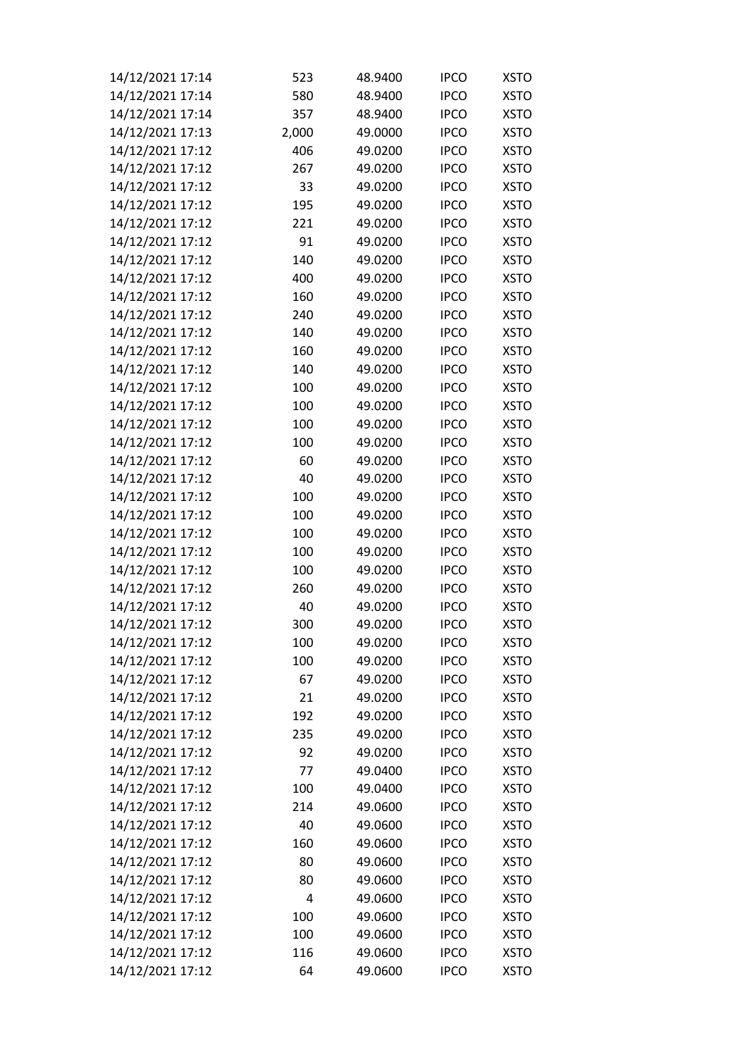| | | | | |
|---|---|---|---|---|
| 14/12/2021 17:14 | 523 | 48.9400 | IPCO | XSTO |
| 14/12/2021 17:14 | 580 | 48.9400 | IPCO | XSTO |
| 14/12/2021 17:14 | 357 | 48.9400 | IPCO | XSTO |
| 14/12/2021 17:13 | 2,000 | 49.0000 | IPCO | XSTO |
| 14/12/2021 17:12 | 406 | 49.0200 | IPCO | XSTO |
| 14/12/2021 17:12 | 267 | 49.0200 | IPCO | XSTO |
| 14/12/2021 17:12 | 33 | 49.0200 | IPCO | XSTO |
| 14/12/2021 17:12 | 195 | 49.0200 | IPCO | XSTO |
| 14/12/2021 17:12 | 221 | 49.0200 | IPCO | XSTO |
| 14/12/2021 17:12 | 91 | 49.0200 | IPCO | XSTO |
| 14/12/2021 17:12 | 140 | 49.0200 | IPCO | XSTO |
| 14/12/2021 17:12 | 400 | 49.0200 | IPCO | XSTO |
| 14/12/2021 17:12 | 160 | 49.0200 | IPCO | XSTO |
| 14/12/2021 17:12 | 240 | 49.0200 | IPCO | XSTO |
| 14/12/2021 17:12 | 140 | 49.0200 | IPCO | XSTO |
| 14/12/2021 17:12 | 160 | 49.0200 | IPCO | XSTO |
| 14/12/2021 17:12 | 140 | 49.0200 | IPCO | XSTO |
| 14/12/2021 17:12 | 100 | 49.0200 | IPCO | XSTO |
| 14/12/2021 17:12 | 100 | 49.0200 | IPCO | XSTO |
| 14/12/2021 17:12 | 100 | 49.0200 | IPCO | XSTO |
| 14/12/2021 17:12 | 100 | 49.0200 | IPCO | XSTO |
| 14/12/2021 17:12 | 60 | 49.0200 | IPCO | XSTO |
| 14/12/2021 17:12 | 40 | 49.0200 | IPCO | XSTO |
| 14/12/2021 17:12 | 100 | 49.0200 | IPCO | XSTO |
| 14/12/2021 17:12 | 100 | 49.0200 | IPCO | XSTO |
| 14/12/2021 17:12 | 100 | 49.0200 | IPCO | XSTO |
| 14/12/2021 17:12 | 100 | 49.0200 | IPCO | XSTO |
| 14/12/2021 17:12 | 100 | 49.0200 | IPCO | XSTO |
| 14/12/2021 17:12 | 260 | 49.0200 | IPCO | XSTO |
| 14/12/2021 17:12 | 40 | 49.0200 | IPCO | XSTO |
| 14/12/2021 17:12 | 300 | 49.0200 | IPCO | XSTO |
| 14/12/2021 17:12 | 100 | 49.0200 | IPCO | XSTO |
| 14/12/2021 17:12 | 100 | 49.0200 | IPCO | XSTO |
| 14/12/2021 17:12 | 67 | 49.0200 | IPCO | XSTO |
| 14/12/2021 17:12 | 21 | 49.0200 | IPCO | XSTO |
| 14/12/2021 17:12 | 192 | 49.0200 | IPCO | XSTO |
| 14/12/2021 17:12 | 235 | 49.0200 | IPCO | XSTO |
| 14/12/2021 17:12 | 92 | 49.0200 | IPCO | XSTO |
| 14/12/2021 17:12 | 77 | 49.0400 | IPCO | XSTO |
| 14/12/2021 17:12 | 100 | 49.0400 | IPCO | XSTO |
| 14/12/2021 17:12 | 214 | 49.0600 | IPCO | XSTO |
| 14/12/2021 17:12 | 40 | 49.0600 | IPCO | XSTO |
| 14/12/2021 17:12 | 160 | 49.0600 | IPCO | XSTO |
| 14/12/2021 17:12 | 80 | 49.0600 | IPCO | XSTO |
| 14/12/2021 17:12 | 80 | 49.0600 | IPCO | XSTO |
| 14/12/2021 17:12 | 4 | 49.0600 | IPCO | XSTO |
| 14/12/2021 17:12 | 100 | 49.0600 | IPCO | XSTO |
| 14/12/2021 17:12 | 100 | 49.0600 | IPCO | XSTO |
| 14/12/2021 17:12 | 116 | 49.0600 | IPCO | XSTO |
| 14/12/2021 17:12 | 64 | 49.0600 | IPCO | XSTO |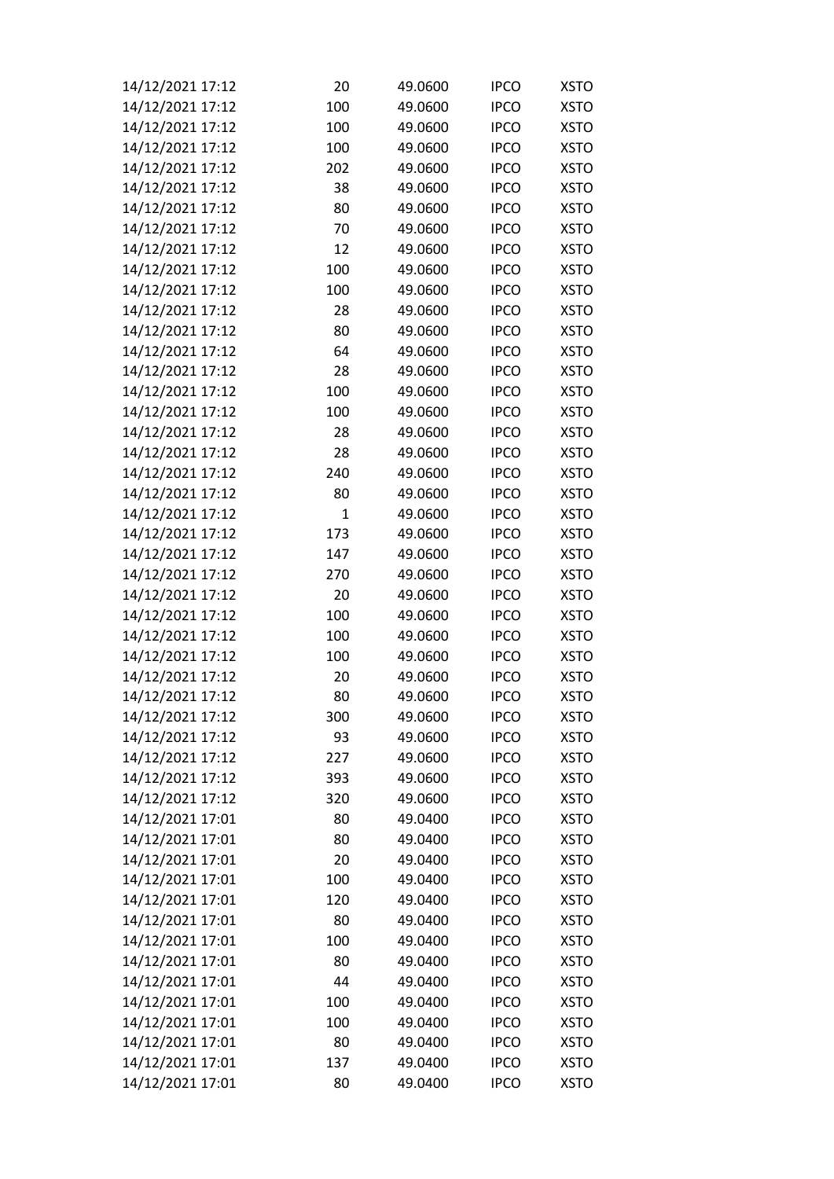| | | | | |
|---|---|---|---|---|
| 14/12/2021 17:12 | 20 | 49.0600 | IPCO | XSTO |
| 14/12/2021 17:12 | 100 | 49.0600 | IPCO | XSTO |
| 14/12/2021 17:12 | 100 | 49.0600 | IPCO | XSTO |
| 14/12/2021 17:12 | 100 | 49.0600 | IPCO | XSTO |
| 14/12/2021 17:12 | 202 | 49.0600 | IPCO | XSTO |
| 14/12/2021 17:12 | 38 | 49.0600 | IPCO | XSTO |
| 14/12/2021 17:12 | 80 | 49.0600 | IPCO | XSTO |
| 14/12/2021 17:12 | 70 | 49.0600 | IPCO | XSTO |
| 14/12/2021 17:12 | 12 | 49.0600 | IPCO | XSTO |
| 14/12/2021 17:12 | 100 | 49.0600 | IPCO | XSTO |
| 14/12/2021 17:12 | 100 | 49.0600 | IPCO | XSTO |
| 14/12/2021 17:12 | 28 | 49.0600 | IPCO | XSTO |
| 14/12/2021 17:12 | 80 | 49.0600 | IPCO | XSTO |
| 14/12/2021 17:12 | 64 | 49.0600 | IPCO | XSTO |
| 14/12/2021 17:12 | 28 | 49.0600 | IPCO | XSTO |
| 14/12/2021 17:12 | 100 | 49.0600 | IPCO | XSTO |
| 14/12/2021 17:12 | 100 | 49.0600 | IPCO | XSTO |
| 14/12/2021 17:12 | 28 | 49.0600 | IPCO | XSTO |
| 14/12/2021 17:12 | 28 | 49.0600 | IPCO | XSTO |
| 14/12/2021 17:12 | 240 | 49.0600 | IPCO | XSTO |
| 14/12/2021 17:12 | 80 | 49.0600 | IPCO | XSTO |
| 14/12/2021 17:12 | 1 | 49.0600 | IPCO | XSTO |
| 14/12/2021 17:12 | 173 | 49.0600 | IPCO | XSTO |
| 14/12/2021 17:12 | 147 | 49.0600 | IPCO | XSTO |
| 14/12/2021 17:12 | 270 | 49.0600 | IPCO | XSTO |
| 14/12/2021 17:12 | 20 | 49.0600 | IPCO | XSTO |
| 14/12/2021 17:12 | 100 | 49.0600 | IPCO | XSTO |
| 14/12/2021 17:12 | 100 | 49.0600 | IPCO | XSTO |
| 14/12/2021 17:12 | 100 | 49.0600 | IPCO | XSTO |
| 14/12/2021 17:12 | 20 | 49.0600 | IPCO | XSTO |
| 14/12/2021 17:12 | 80 | 49.0600 | IPCO | XSTO |
| 14/12/2021 17:12 | 300 | 49.0600 | IPCO | XSTO |
| 14/12/2021 17:12 | 93 | 49.0600 | IPCO | XSTO |
| 14/12/2021 17:12 | 227 | 49.0600 | IPCO | XSTO |
| 14/12/2021 17:12 | 393 | 49.0600 | IPCO | XSTO |
| 14/12/2021 17:12 | 320 | 49.0600 | IPCO | XSTO |
| 14/12/2021 17:01 | 80 | 49.0400 | IPCO | XSTO |
| 14/12/2021 17:01 | 80 | 49.0400 | IPCO | XSTO |
| 14/12/2021 17:01 | 20 | 49.0400 | IPCO | XSTO |
| 14/12/2021 17:01 | 100 | 49.0400 | IPCO | XSTO |
| 14/12/2021 17:01 | 120 | 49.0400 | IPCO | XSTO |
| 14/12/2021 17:01 | 80 | 49.0400 | IPCO | XSTO |
| 14/12/2021 17:01 | 100 | 49.0400 | IPCO | XSTO |
| 14/12/2021 17:01 | 80 | 49.0400 | IPCO | XSTO |
| 14/12/2021 17:01 | 44 | 49.0400 | IPCO | XSTO |
| 14/12/2021 17:01 | 100 | 49.0400 | IPCO | XSTO |
| 14/12/2021 17:01 | 100 | 49.0400 | IPCO | XSTO |
| 14/12/2021 17:01 | 80 | 49.0400 | IPCO | XSTO |
| 14/12/2021 17:01 | 137 | 49.0400 | IPCO | XSTO |
| 14/12/2021 17:01 | 80 | 49.0400 | IPCO | XSTO |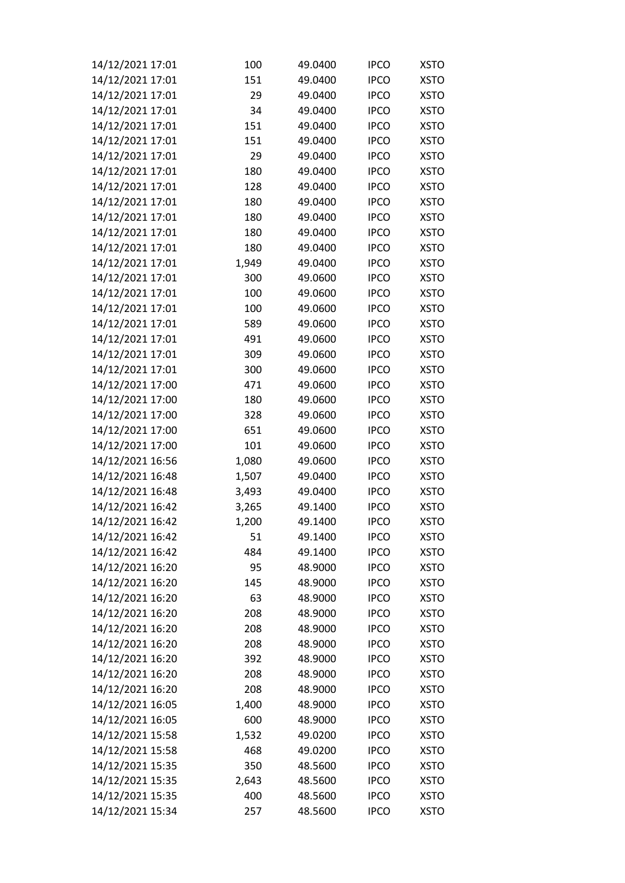| | | | | |
|---|---|---|---|---|
| 14/12/2021 17:01 | 100 | 49.0400 | IPCO | XSTO |
| 14/12/2021 17:01 | 151 | 49.0400 | IPCO | XSTO |
| 14/12/2021 17:01 | 29 | 49.0400 | IPCO | XSTO |
| 14/12/2021 17:01 | 34 | 49.0400 | IPCO | XSTO |
| 14/12/2021 17:01 | 151 | 49.0400 | IPCO | XSTO |
| 14/12/2021 17:01 | 151 | 49.0400 | IPCO | XSTO |
| 14/12/2021 17:01 | 29 | 49.0400 | IPCO | XSTO |
| 14/12/2021 17:01 | 180 | 49.0400 | IPCO | XSTO |
| 14/12/2021 17:01 | 128 | 49.0400 | IPCO | XSTO |
| 14/12/2021 17:01 | 180 | 49.0400 | IPCO | XSTO |
| 14/12/2021 17:01 | 180 | 49.0400 | IPCO | XSTO |
| 14/12/2021 17:01 | 180 | 49.0400 | IPCO | XSTO |
| 14/12/2021 17:01 | 180 | 49.0400 | IPCO | XSTO |
| 14/12/2021 17:01 | 1,949 | 49.0400 | IPCO | XSTO |
| 14/12/2021 17:01 | 300 | 49.0600 | IPCO | XSTO |
| 14/12/2021 17:01 | 100 | 49.0600 | IPCO | XSTO |
| 14/12/2021 17:01 | 100 | 49.0600 | IPCO | XSTO |
| 14/12/2021 17:01 | 589 | 49.0600 | IPCO | XSTO |
| 14/12/2021 17:01 | 491 | 49.0600 | IPCO | XSTO |
| 14/12/2021 17:01 | 309 | 49.0600 | IPCO | XSTO |
| 14/12/2021 17:01 | 300 | 49.0600 | IPCO | XSTO |
| 14/12/2021 17:00 | 471 | 49.0600 | IPCO | XSTO |
| 14/12/2021 17:00 | 180 | 49.0600 | IPCO | XSTO |
| 14/12/2021 17:00 | 328 | 49.0600 | IPCO | XSTO |
| 14/12/2021 17:00 | 651 | 49.0600 | IPCO | XSTO |
| 14/12/2021 17:00 | 101 | 49.0600 | IPCO | XSTO |
| 14/12/2021 16:56 | 1,080 | 49.0600 | IPCO | XSTO |
| 14/12/2021 16:48 | 1,507 | 49.0400 | IPCO | XSTO |
| 14/12/2021 16:48 | 3,493 | 49.0400 | IPCO | XSTO |
| 14/12/2021 16:42 | 3,265 | 49.1400 | IPCO | XSTO |
| 14/12/2021 16:42 | 1,200 | 49.1400 | IPCO | XSTO |
| 14/12/2021 16:42 | 51 | 49.1400 | IPCO | XSTO |
| 14/12/2021 16:42 | 484 | 49.1400 | IPCO | XSTO |
| 14/12/2021 16:20 | 95 | 48.9000 | IPCO | XSTO |
| 14/12/2021 16:20 | 145 | 48.9000 | IPCO | XSTO |
| 14/12/2021 16:20 | 63 | 48.9000 | IPCO | XSTO |
| 14/12/2021 16:20 | 208 | 48.9000 | IPCO | XSTO |
| 14/12/2021 16:20 | 208 | 48.9000 | IPCO | XSTO |
| 14/12/2021 16:20 | 208 | 48.9000 | IPCO | XSTO |
| 14/12/2021 16:20 | 392 | 48.9000 | IPCO | XSTO |
| 14/12/2021 16:20 | 208 | 48.9000 | IPCO | XSTO |
| 14/12/2021 16:20 | 208 | 48.9000 | IPCO | XSTO |
| 14/12/2021 16:05 | 1,400 | 48.9000 | IPCO | XSTO |
| 14/12/2021 16:05 | 600 | 48.9000 | IPCO | XSTO |
| 14/12/2021 15:58 | 1,532 | 49.0200 | IPCO | XSTO |
| 14/12/2021 15:58 | 468 | 49.0200 | IPCO | XSTO |
| 14/12/2021 15:35 | 350 | 48.5600 | IPCO | XSTO |
| 14/12/2021 15:35 | 2,643 | 48.5600 | IPCO | XSTO |
| 14/12/2021 15:35 | 400 | 48.5600 | IPCO | XSTO |
| 14/12/2021 15:34 | 257 | 48.5600 | IPCO | XSTO |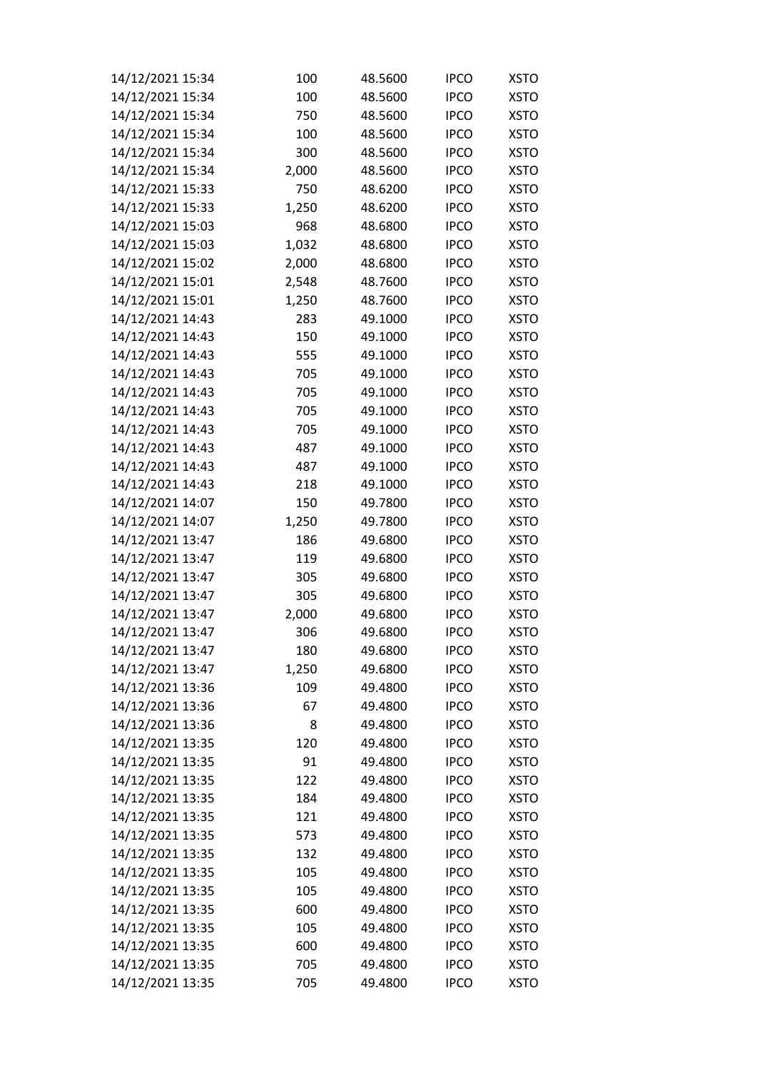| | | | | |
|---|---|---|---|---|
| 14/12/2021 15:34 | 100 | 48.5600 | IPCO | XSTO |
| 14/12/2021 15:34 | 100 | 48.5600 | IPCO | XSTO |
| 14/12/2021 15:34 | 750 | 48.5600 | IPCO | XSTO |
| 14/12/2021 15:34 | 100 | 48.5600 | IPCO | XSTO |
| 14/12/2021 15:34 | 300 | 48.5600 | IPCO | XSTO |
| 14/12/2021 15:34 | 2,000 | 48.5600 | IPCO | XSTO |
| 14/12/2021 15:33 | 750 | 48.6200 | IPCO | XSTO |
| 14/12/2021 15:33 | 1,250 | 48.6200 | IPCO | XSTO |
| 14/12/2021 15:03 | 968 | 48.6800 | IPCO | XSTO |
| 14/12/2021 15:03 | 1,032 | 48.6800 | IPCO | XSTO |
| 14/12/2021 15:02 | 2,000 | 48.6800 | IPCO | XSTO |
| 14/12/2021 15:01 | 2,548 | 48.7600 | IPCO | XSTO |
| 14/12/2021 15:01 | 1,250 | 48.7600 | IPCO | XSTO |
| 14/12/2021 14:43 | 283 | 49.1000 | IPCO | XSTO |
| 14/12/2021 14:43 | 150 | 49.1000 | IPCO | XSTO |
| 14/12/2021 14:43 | 555 | 49.1000 | IPCO | XSTO |
| 14/12/2021 14:43 | 705 | 49.1000 | IPCO | XSTO |
| 14/12/2021 14:43 | 705 | 49.1000 | IPCO | XSTO |
| 14/12/2021 14:43 | 705 | 49.1000 | IPCO | XSTO |
| 14/12/2021 14:43 | 705 | 49.1000 | IPCO | XSTO |
| 14/12/2021 14:43 | 487 | 49.1000 | IPCO | XSTO |
| 14/12/2021 14:43 | 487 | 49.1000 | IPCO | XSTO |
| 14/12/2021 14:43 | 218 | 49.1000 | IPCO | XSTO |
| 14/12/2021 14:07 | 150 | 49.7800 | IPCO | XSTO |
| 14/12/2021 14:07 | 1,250 | 49.7800 | IPCO | XSTO |
| 14/12/2021 13:47 | 186 | 49.6800 | IPCO | XSTO |
| 14/12/2021 13:47 | 119 | 49.6800 | IPCO | XSTO |
| 14/12/2021 13:47 | 305 | 49.6800 | IPCO | XSTO |
| 14/12/2021 13:47 | 305 | 49.6800 | IPCO | XSTO |
| 14/12/2021 13:47 | 2,000 | 49.6800 | IPCO | XSTO |
| 14/12/2021 13:47 | 306 | 49.6800 | IPCO | XSTO |
| 14/12/2021 13:47 | 180 | 49.6800 | IPCO | XSTO |
| 14/12/2021 13:47 | 1,250 | 49.6800 | IPCO | XSTO |
| 14/12/2021 13:36 | 109 | 49.4800 | IPCO | XSTO |
| 14/12/2021 13:36 | 67 | 49.4800 | IPCO | XSTO |
| 14/12/2021 13:36 | 8 | 49.4800 | IPCO | XSTO |
| 14/12/2021 13:35 | 120 | 49.4800 | IPCO | XSTO |
| 14/12/2021 13:35 | 91 | 49.4800 | IPCO | XSTO |
| 14/12/2021 13:35 | 122 | 49.4800 | IPCO | XSTO |
| 14/12/2021 13:35 | 184 | 49.4800 | IPCO | XSTO |
| 14/12/2021 13:35 | 121 | 49.4800 | IPCO | XSTO |
| 14/12/2021 13:35 | 573 | 49.4800 | IPCO | XSTO |
| 14/12/2021 13:35 | 132 | 49.4800 | IPCO | XSTO |
| 14/12/2021 13:35 | 105 | 49.4800 | IPCO | XSTO |
| 14/12/2021 13:35 | 105 | 49.4800 | IPCO | XSTO |
| 14/12/2021 13:35 | 600 | 49.4800 | IPCO | XSTO |
| 14/12/2021 13:35 | 105 | 49.4800 | IPCO | XSTO |
| 14/12/2021 13:35 | 600 | 49.4800 | IPCO | XSTO |
| 14/12/2021 13:35 | 705 | 49.4800 | IPCO | XSTO |
| 14/12/2021 13:35 | 705 | 49.4800 | IPCO | XSTO |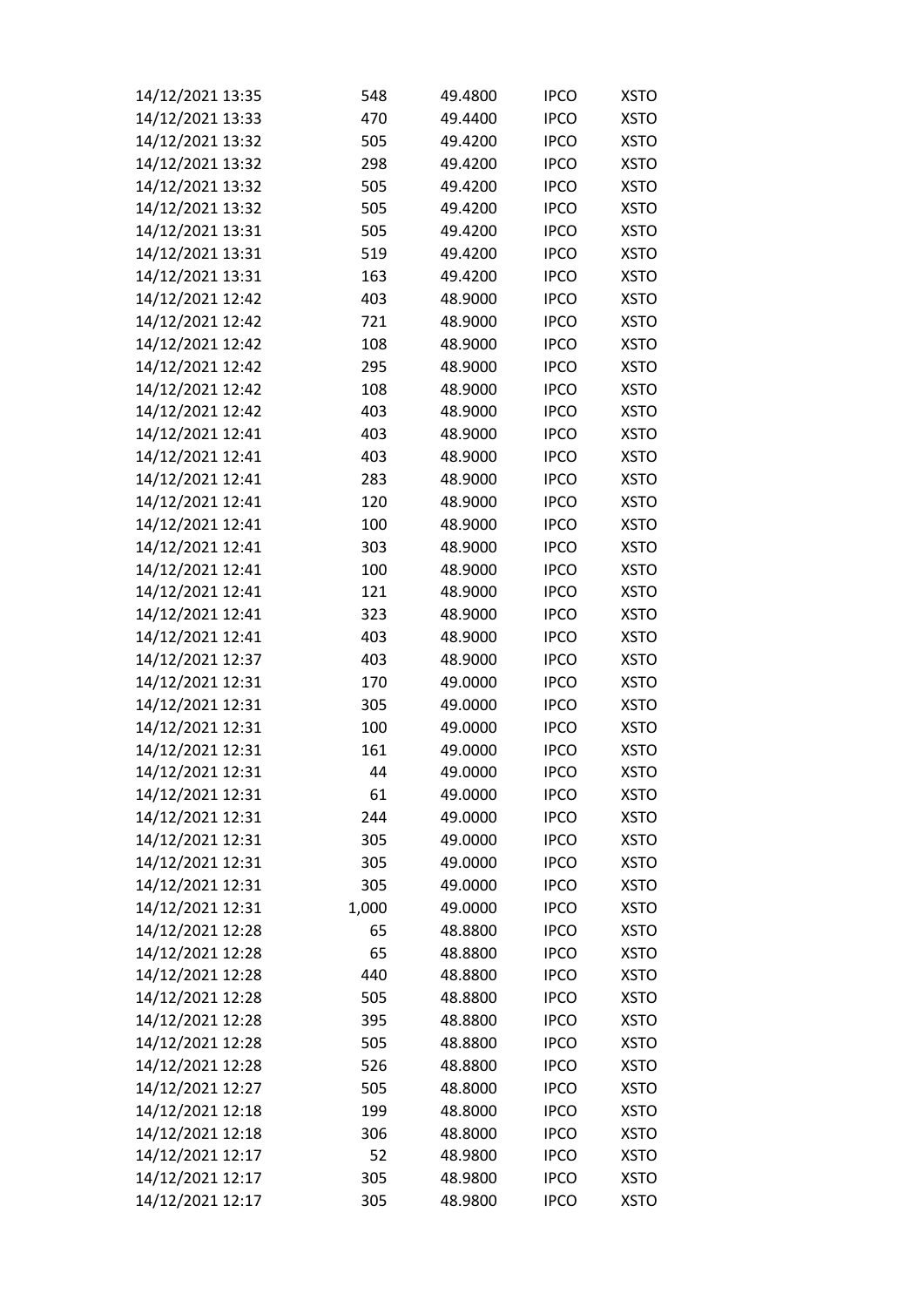| | | | | |
|---|---|---|---|---|
| 14/12/2021 13:35 | 548 | 49.4800 | IPCO | XSTO |
| 14/12/2021 13:33 | 470 | 49.4400 | IPCO | XSTO |
| 14/12/2021 13:32 | 505 | 49.4200 | IPCO | XSTO |
| 14/12/2021 13:32 | 298 | 49.4200 | IPCO | XSTO |
| 14/12/2021 13:32 | 505 | 49.4200 | IPCO | XSTO |
| 14/12/2021 13:32 | 505 | 49.4200 | IPCO | XSTO |
| 14/12/2021 13:31 | 505 | 49.4200 | IPCO | XSTO |
| 14/12/2021 13:31 | 519 | 49.4200 | IPCO | XSTO |
| 14/12/2021 13:31 | 163 | 49.4200 | IPCO | XSTO |
| 14/12/2021 12:42 | 403 | 48.9000 | IPCO | XSTO |
| 14/12/2021 12:42 | 721 | 48.9000 | IPCO | XSTO |
| 14/12/2021 12:42 | 108 | 48.9000 | IPCO | XSTO |
| 14/12/2021 12:42 | 295 | 48.9000 | IPCO | XSTO |
| 14/12/2021 12:42 | 108 | 48.9000 | IPCO | XSTO |
| 14/12/2021 12:42 | 403 | 48.9000 | IPCO | XSTO |
| 14/12/2021 12:41 | 403 | 48.9000 | IPCO | XSTO |
| 14/12/2021 12:41 | 403 | 48.9000 | IPCO | XSTO |
| 14/12/2021 12:41 | 283 | 48.9000 | IPCO | XSTO |
| 14/12/2021 12:41 | 120 | 48.9000 | IPCO | XSTO |
| 14/12/2021 12:41 | 100 | 48.9000 | IPCO | XSTO |
| 14/12/2021 12:41 | 303 | 48.9000 | IPCO | XSTO |
| 14/12/2021 12:41 | 100 | 48.9000 | IPCO | XSTO |
| 14/12/2021 12:41 | 121 | 48.9000 | IPCO | XSTO |
| 14/12/2021 12:41 | 323 | 48.9000 | IPCO | XSTO |
| 14/12/2021 12:41 | 403 | 48.9000 | IPCO | XSTO |
| 14/12/2021 12:37 | 403 | 48.9000 | IPCO | XSTO |
| 14/12/2021 12:31 | 170 | 49.0000 | IPCO | XSTO |
| 14/12/2021 12:31 | 305 | 49.0000 | IPCO | XSTO |
| 14/12/2021 12:31 | 100 | 49.0000 | IPCO | XSTO |
| 14/12/2021 12:31 | 161 | 49.0000 | IPCO | XSTO |
| 14/12/2021 12:31 | 44 | 49.0000 | IPCO | XSTO |
| 14/12/2021 12:31 | 61 | 49.0000 | IPCO | XSTO |
| 14/12/2021 12:31 | 244 | 49.0000 | IPCO | XSTO |
| 14/12/2021 12:31 | 305 | 49.0000 | IPCO | XSTO |
| 14/12/2021 12:31 | 305 | 49.0000 | IPCO | XSTO |
| 14/12/2021 12:31 | 305 | 49.0000 | IPCO | XSTO |
| 14/12/2021 12:31 | 1,000 | 49.0000 | IPCO | XSTO |
| 14/12/2021 12:28 | 65 | 48.8800 | IPCO | XSTO |
| 14/12/2021 12:28 | 65 | 48.8800 | IPCO | XSTO |
| 14/12/2021 12:28 | 440 | 48.8800 | IPCO | XSTO |
| 14/12/2021 12:28 | 505 | 48.8800 | IPCO | XSTO |
| 14/12/2021 12:28 | 395 | 48.8800 | IPCO | XSTO |
| 14/12/2021 12:28 | 505 | 48.8800 | IPCO | XSTO |
| 14/12/2021 12:28 | 526 | 48.8800 | IPCO | XSTO |
| 14/12/2021 12:27 | 505 | 48.8000 | IPCO | XSTO |
| 14/12/2021 12:18 | 199 | 48.8000 | IPCO | XSTO |
| 14/12/2021 12:18 | 306 | 48.8000 | IPCO | XSTO |
| 14/12/2021 12:17 | 52 | 48.9800 | IPCO | XSTO |
| 14/12/2021 12:17 | 305 | 48.9800 | IPCO | XSTO |
| 14/12/2021 12:17 | 305 | 48.9800 | IPCO | XSTO |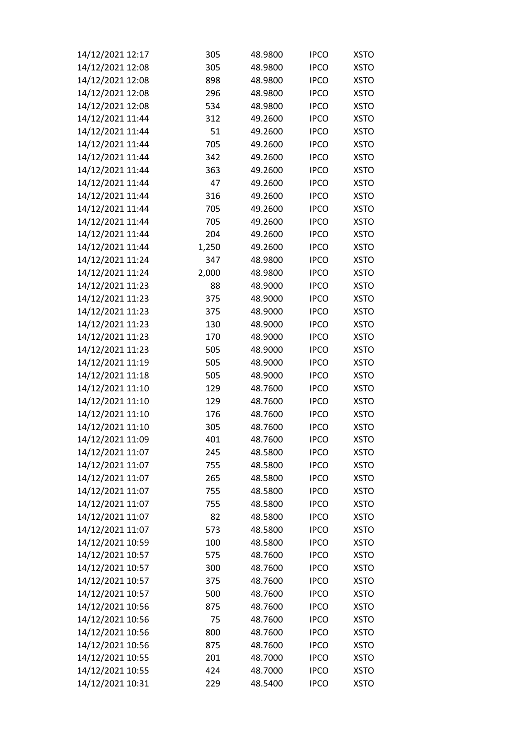| | | | | |
|---|---|---|---|---|
| 14/12/2021 12:17 | 305 | 48.9800 | IPCO | XSTO |
| 14/12/2021 12:08 | 305 | 48.9800 | IPCO | XSTO |
| 14/12/2021 12:08 | 898 | 48.9800 | IPCO | XSTO |
| 14/12/2021 12:08 | 296 | 48.9800 | IPCO | XSTO |
| 14/12/2021 12:08 | 534 | 48.9800 | IPCO | XSTO |
| 14/12/2021 11:44 | 312 | 49.2600 | IPCO | XSTO |
| 14/12/2021 11:44 | 51 | 49.2600 | IPCO | XSTO |
| 14/12/2021 11:44 | 705 | 49.2600 | IPCO | XSTO |
| 14/12/2021 11:44 | 342 | 49.2600 | IPCO | XSTO |
| 14/12/2021 11:44 | 363 | 49.2600 | IPCO | XSTO |
| 14/12/2021 11:44 | 47 | 49.2600 | IPCO | XSTO |
| 14/12/2021 11:44 | 316 | 49.2600 | IPCO | XSTO |
| 14/12/2021 11:44 | 705 | 49.2600 | IPCO | XSTO |
| 14/12/2021 11:44 | 705 | 49.2600 | IPCO | XSTO |
| 14/12/2021 11:44 | 204 | 49.2600 | IPCO | XSTO |
| 14/12/2021 11:44 | 1,250 | 49.2600 | IPCO | XSTO |
| 14/12/2021 11:24 | 347 | 48.9800 | IPCO | XSTO |
| 14/12/2021 11:24 | 2,000 | 48.9800 | IPCO | XSTO |
| 14/12/2021 11:23 | 88 | 48.9000 | IPCO | XSTO |
| 14/12/2021 11:23 | 375 | 48.9000 | IPCO | XSTO |
| 14/12/2021 11:23 | 375 | 48.9000 | IPCO | XSTO |
| 14/12/2021 11:23 | 130 | 48.9000 | IPCO | XSTO |
| 14/12/2021 11:23 | 170 | 48.9000 | IPCO | XSTO |
| 14/12/2021 11:23 | 505 | 48.9000 | IPCO | XSTO |
| 14/12/2021 11:19 | 505 | 48.9000 | IPCO | XSTO |
| 14/12/2021 11:18 | 505 | 48.9000 | IPCO | XSTO |
| 14/12/2021 11:10 | 129 | 48.7600 | IPCO | XSTO |
| 14/12/2021 11:10 | 129 | 48.7600 | IPCO | XSTO |
| 14/12/2021 11:10 | 176 | 48.7600 | IPCO | XSTO |
| 14/12/2021 11:10 | 305 | 48.7600 | IPCO | XSTO |
| 14/12/2021 11:09 | 401 | 48.7600 | IPCO | XSTO |
| 14/12/2021 11:07 | 245 | 48.5800 | IPCO | XSTO |
| 14/12/2021 11:07 | 755 | 48.5800 | IPCO | XSTO |
| 14/12/2021 11:07 | 265 | 48.5800 | IPCO | XSTO |
| 14/12/2021 11:07 | 755 | 48.5800 | IPCO | XSTO |
| 14/12/2021 11:07 | 755 | 48.5800 | IPCO | XSTO |
| 14/12/2021 11:07 | 82 | 48.5800 | IPCO | XSTO |
| 14/12/2021 11:07 | 573 | 48.5800 | IPCO | XSTO |
| 14/12/2021 10:59 | 100 | 48.5800 | IPCO | XSTO |
| 14/12/2021 10:57 | 575 | 48.7600 | IPCO | XSTO |
| 14/12/2021 10:57 | 300 | 48.7600 | IPCO | XSTO |
| 14/12/2021 10:57 | 375 | 48.7600 | IPCO | XSTO |
| 14/12/2021 10:57 | 500 | 48.7600 | IPCO | XSTO |
| 14/12/2021 10:56 | 875 | 48.7600 | IPCO | XSTO |
| 14/12/2021 10:56 | 75 | 48.7600 | IPCO | XSTO |
| 14/12/2021 10:56 | 800 | 48.7600 | IPCO | XSTO |
| 14/12/2021 10:56 | 875 | 48.7600 | IPCO | XSTO |
| 14/12/2021 10:55 | 201 | 48.7000 | IPCO | XSTO |
| 14/12/2021 10:55 | 424 | 48.7000 | IPCO | XSTO |
| 14/12/2021 10:31 | 229 | 48.5400 | IPCO | XSTO |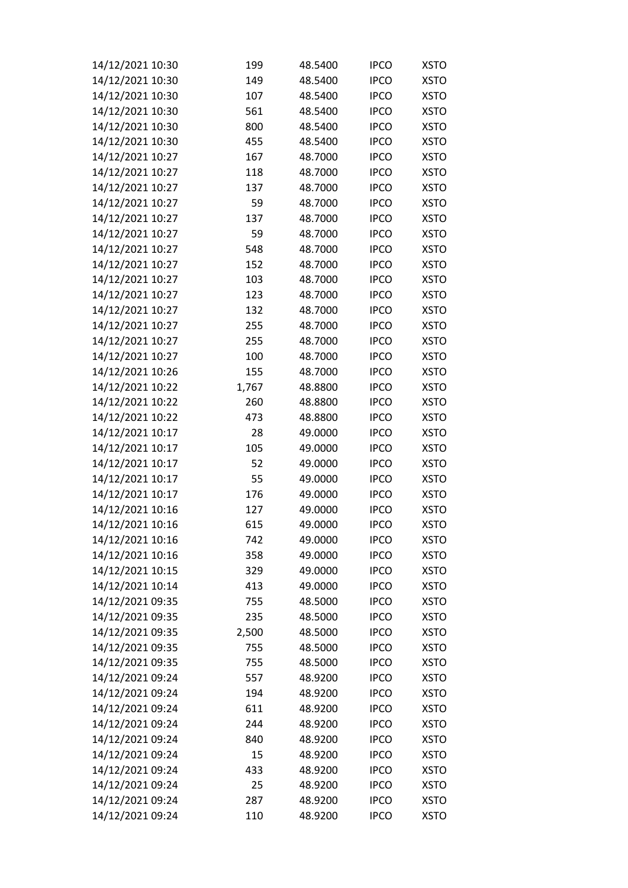| | | | | |
|---|---|---|---|---|
| 14/12/2021 10:30 | 199 | 48.5400 | IPCO | XSTO |
| 14/12/2021 10:30 | 149 | 48.5400 | IPCO | XSTO |
| 14/12/2021 10:30 | 107 | 48.5400 | IPCO | XSTO |
| 14/12/2021 10:30 | 561 | 48.5400 | IPCO | XSTO |
| 14/12/2021 10:30 | 800 | 48.5400 | IPCO | XSTO |
| 14/12/2021 10:30 | 455 | 48.5400 | IPCO | XSTO |
| 14/12/2021 10:27 | 167 | 48.7000 | IPCO | XSTO |
| 14/12/2021 10:27 | 118 | 48.7000 | IPCO | XSTO |
| 14/12/2021 10:27 | 137 | 48.7000 | IPCO | XSTO |
| 14/12/2021 10:27 | 59 | 48.7000 | IPCO | XSTO |
| 14/12/2021 10:27 | 137 | 48.7000 | IPCO | XSTO |
| 14/12/2021 10:27 | 59 | 48.7000 | IPCO | XSTO |
| 14/12/2021 10:27 | 548 | 48.7000 | IPCO | XSTO |
| 14/12/2021 10:27 | 152 | 48.7000 | IPCO | XSTO |
| 14/12/2021 10:27 | 103 | 48.7000 | IPCO | XSTO |
| 14/12/2021 10:27 | 123 | 48.7000 | IPCO | XSTO |
| 14/12/2021 10:27 | 132 | 48.7000 | IPCO | XSTO |
| 14/12/2021 10:27 | 255 | 48.7000 | IPCO | XSTO |
| 14/12/2021 10:27 | 255 | 48.7000 | IPCO | XSTO |
| 14/12/2021 10:27 | 100 | 48.7000 | IPCO | XSTO |
| 14/12/2021 10:26 | 155 | 48.7000 | IPCO | XSTO |
| 14/12/2021 10:22 | 1,767 | 48.8800 | IPCO | XSTO |
| 14/12/2021 10:22 | 260 | 48.8800 | IPCO | XSTO |
| 14/12/2021 10:22 | 473 | 48.8800 | IPCO | XSTO |
| 14/12/2021 10:17 | 28 | 49.0000 | IPCO | XSTO |
| 14/12/2021 10:17 | 105 | 49.0000 | IPCO | XSTO |
| 14/12/2021 10:17 | 52 | 49.0000 | IPCO | XSTO |
| 14/12/2021 10:17 | 55 | 49.0000 | IPCO | XSTO |
| 14/12/2021 10:17 | 176 | 49.0000 | IPCO | XSTO |
| 14/12/2021 10:16 | 127 | 49.0000 | IPCO | XSTO |
| 14/12/2021 10:16 | 615 | 49.0000 | IPCO | XSTO |
| 14/12/2021 10:16 | 742 | 49.0000 | IPCO | XSTO |
| 14/12/2021 10:16 | 358 | 49.0000 | IPCO | XSTO |
| 14/12/2021 10:15 | 329 | 49.0000 | IPCO | XSTO |
| 14/12/2021 10:14 | 413 | 49.0000 | IPCO | XSTO |
| 14/12/2021 09:35 | 755 | 48.5000 | IPCO | XSTO |
| 14/12/2021 09:35 | 235 | 48.5000 | IPCO | XSTO |
| 14/12/2021 09:35 | 2,500 | 48.5000 | IPCO | XSTO |
| 14/12/2021 09:35 | 755 | 48.5000 | IPCO | XSTO |
| 14/12/2021 09:35 | 755 | 48.5000 | IPCO | XSTO |
| 14/12/2021 09:24 | 557 | 48.9200 | IPCO | XSTO |
| 14/12/2021 09:24 | 194 | 48.9200 | IPCO | XSTO |
| 14/12/2021 09:24 | 611 | 48.9200 | IPCO | XSTO |
| 14/12/2021 09:24 | 244 | 48.9200 | IPCO | XSTO |
| 14/12/2021 09:24 | 840 | 48.9200 | IPCO | XSTO |
| 14/12/2021 09:24 | 15 | 48.9200 | IPCO | XSTO |
| 14/12/2021 09:24 | 433 | 48.9200 | IPCO | XSTO |
| 14/12/2021 09:24 | 25 | 48.9200 | IPCO | XSTO |
| 14/12/2021 09:24 | 287 | 48.9200 | IPCO | XSTO |
| 14/12/2021 09:24 | 110 | 48.9200 | IPCO | XSTO |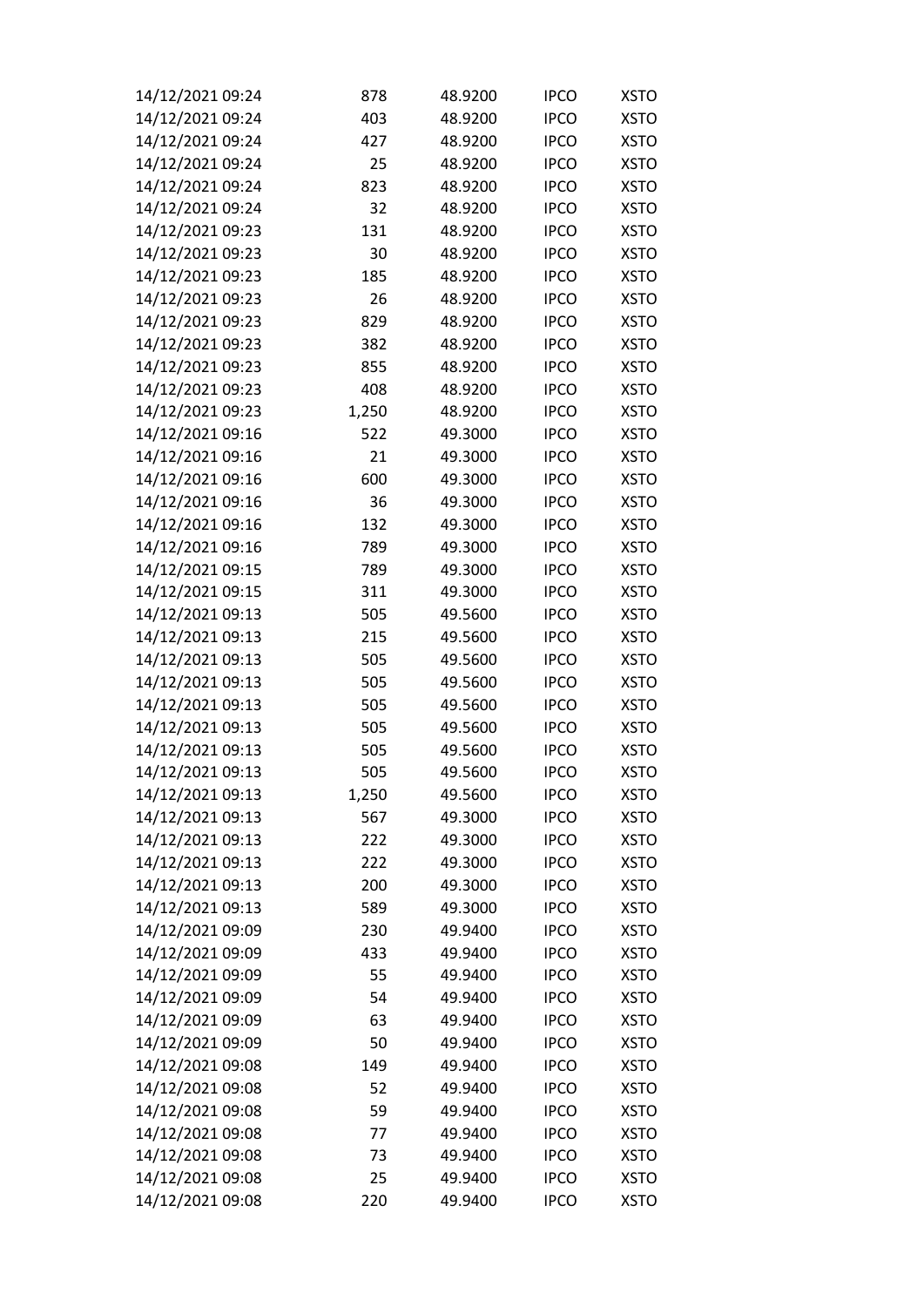| | | | | |
|---|---|---|---|---|
| 14/12/2021 09:24 | 878 | 48.9200 | IPCO | XSTO |
| 14/12/2021 09:24 | 403 | 48.9200 | IPCO | XSTO |
| 14/12/2021 09:24 | 427 | 48.9200 | IPCO | XSTO |
| 14/12/2021 09:24 | 25 | 48.9200 | IPCO | XSTO |
| 14/12/2021 09:24 | 823 | 48.9200 | IPCO | XSTO |
| 14/12/2021 09:24 | 32 | 48.9200 | IPCO | XSTO |
| 14/12/2021 09:23 | 131 | 48.9200 | IPCO | XSTO |
| 14/12/2021 09:23 | 30 | 48.9200 | IPCO | XSTO |
| 14/12/2021 09:23 | 185 | 48.9200 | IPCO | XSTO |
| 14/12/2021 09:23 | 26 | 48.9200 | IPCO | XSTO |
| 14/12/2021 09:23 | 829 | 48.9200 | IPCO | XSTO |
| 14/12/2021 09:23 | 382 | 48.9200 | IPCO | XSTO |
| 14/12/2021 09:23 | 855 | 48.9200 | IPCO | XSTO |
| 14/12/2021 09:23 | 408 | 48.9200 | IPCO | XSTO |
| 14/12/2021 09:23 | 1,250 | 48.9200 | IPCO | XSTO |
| 14/12/2021 09:16 | 522 | 49.3000 | IPCO | XSTO |
| 14/12/2021 09:16 | 21 | 49.3000 | IPCO | XSTO |
| 14/12/2021 09:16 | 600 | 49.3000 | IPCO | XSTO |
| 14/12/2021 09:16 | 36 | 49.3000 | IPCO | XSTO |
| 14/12/2021 09:16 | 132 | 49.3000 | IPCO | XSTO |
| 14/12/2021 09:16 | 789 | 49.3000 | IPCO | XSTO |
| 14/12/2021 09:15 | 789 | 49.3000 | IPCO | XSTO |
| 14/12/2021 09:15 | 311 | 49.3000 | IPCO | XSTO |
| 14/12/2021 09:13 | 505 | 49.5600 | IPCO | XSTO |
| 14/12/2021 09:13 | 215 | 49.5600 | IPCO | XSTO |
| 14/12/2021 09:13 | 505 | 49.5600 | IPCO | XSTO |
| 14/12/2021 09:13 | 505 | 49.5600 | IPCO | XSTO |
| 14/12/2021 09:13 | 505 | 49.5600 | IPCO | XSTO |
| 14/12/2021 09:13 | 505 | 49.5600 | IPCO | XSTO |
| 14/12/2021 09:13 | 505 | 49.5600 | IPCO | XSTO |
| 14/12/2021 09:13 | 505 | 49.5600 | IPCO | XSTO |
| 14/12/2021 09:13 | 1,250 | 49.5600 | IPCO | XSTO |
| 14/12/2021 09:13 | 567 | 49.3000 | IPCO | XSTO |
| 14/12/2021 09:13 | 222 | 49.3000 | IPCO | XSTO |
| 14/12/2021 09:13 | 222 | 49.3000 | IPCO | XSTO |
| 14/12/2021 09:13 | 200 | 49.3000 | IPCO | XSTO |
| 14/12/2021 09:13 | 589 | 49.3000 | IPCO | XSTO |
| 14/12/2021 09:09 | 230 | 49.9400 | IPCO | XSTO |
| 14/12/2021 09:09 | 433 | 49.9400 | IPCO | XSTO |
| 14/12/2021 09:09 | 55 | 49.9400 | IPCO | XSTO |
| 14/12/2021 09:09 | 54 | 49.9400 | IPCO | XSTO |
| 14/12/2021 09:09 | 63 | 49.9400 | IPCO | XSTO |
| 14/12/2021 09:09 | 50 | 49.9400 | IPCO | XSTO |
| 14/12/2021 09:08 | 149 | 49.9400 | IPCO | XSTO |
| 14/12/2021 09:08 | 52 | 49.9400 | IPCO | XSTO |
| 14/12/2021 09:08 | 59 | 49.9400 | IPCO | XSTO |
| 14/12/2021 09:08 | 77 | 49.9400 | IPCO | XSTO |
| 14/12/2021 09:08 | 73 | 49.9400 | IPCO | XSTO |
| 14/12/2021 09:08 | 25 | 49.9400 | IPCO | XSTO |
| 14/12/2021 09:08 | 220 | 49.9400 | IPCO | XSTO |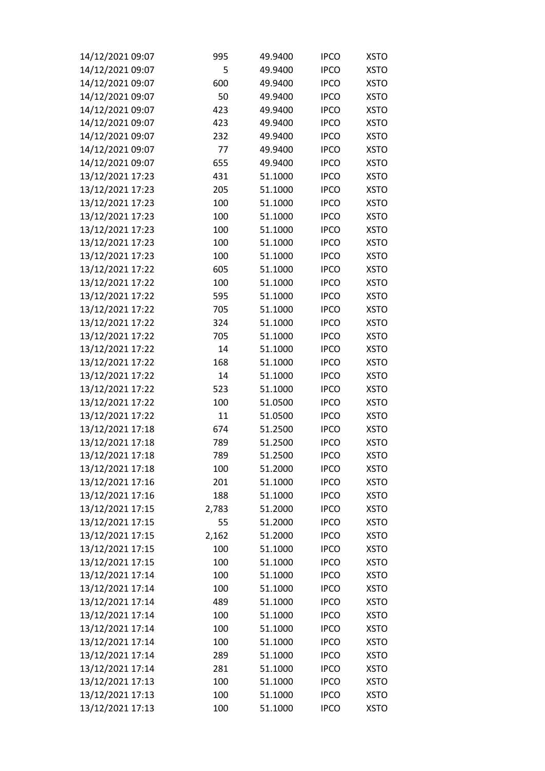| | | | | |
|---|---|---|---|---|
| 14/12/2021 09:07 | 995 | 49.9400 | IPCO | XSTO |
| 14/12/2021 09:07 | 5 | 49.9400 | IPCO | XSTO |
| 14/12/2021 09:07 | 600 | 49.9400 | IPCO | XSTO |
| 14/12/2021 09:07 | 50 | 49.9400 | IPCO | XSTO |
| 14/12/2021 09:07 | 423 | 49.9400 | IPCO | XSTO |
| 14/12/2021 09:07 | 423 | 49.9400 | IPCO | XSTO |
| 14/12/2021 09:07 | 232 | 49.9400 | IPCO | XSTO |
| 14/12/2021 09:07 | 77 | 49.9400 | IPCO | XSTO |
| 14/12/2021 09:07 | 655 | 49.9400 | IPCO | XSTO |
| 13/12/2021 17:23 | 431 | 51.1000 | IPCO | XSTO |
| 13/12/2021 17:23 | 205 | 51.1000 | IPCO | XSTO |
| 13/12/2021 17:23 | 100 | 51.1000 | IPCO | XSTO |
| 13/12/2021 17:23 | 100 | 51.1000 | IPCO | XSTO |
| 13/12/2021 17:23 | 100 | 51.1000 | IPCO | XSTO |
| 13/12/2021 17:23 | 100 | 51.1000 | IPCO | XSTO |
| 13/12/2021 17:23 | 100 | 51.1000 | IPCO | XSTO |
| 13/12/2021 17:22 | 605 | 51.1000 | IPCO | XSTO |
| 13/12/2021 17:22 | 100 | 51.1000 | IPCO | XSTO |
| 13/12/2021 17:22 | 595 | 51.1000 | IPCO | XSTO |
| 13/12/2021 17:22 | 705 | 51.1000 | IPCO | XSTO |
| 13/12/2021 17:22 | 324 | 51.1000 | IPCO | XSTO |
| 13/12/2021 17:22 | 705 | 51.1000 | IPCO | XSTO |
| 13/12/2021 17:22 | 14 | 51.1000 | IPCO | XSTO |
| 13/12/2021 17:22 | 168 | 51.1000 | IPCO | XSTO |
| 13/12/2021 17:22 | 14 | 51.1000 | IPCO | XSTO |
| 13/12/2021 17:22 | 523 | 51.1000 | IPCO | XSTO |
| 13/12/2021 17:22 | 100 | 51.0500 | IPCO | XSTO |
| 13/12/2021 17:22 | 11 | 51.0500 | IPCO | XSTO |
| 13/12/2021 17:18 | 674 | 51.2500 | IPCO | XSTO |
| 13/12/2021 17:18 | 789 | 51.2500 | IPCO | XSTO |
| 13/12/2021 17:18 | 789 | 51.2500 | IPCO | XSTO |
| 13/12/2021 17:18 | 100 | 51.2000 | IPCO | XSTO |
| 13/12/2021 17:16 | 201 | 51.1000 | IPCO | XSTO |
| 13/12/2021 17:16 | 188 | 51.1000 | IPCO | XSTO |
| 13/12/2021 17:15 | 2,783 | 51.2000 | IPCO | XSTO |
| 13/12/2021 17:15 | 55 | 51.2000 | IPCO | XSTO |
| 13/12/2021 17:15 | 2,162 | 51.2000 | IPCO | XSTO |
| 13/12/2021 17:15 | 100 | 51.1000 | IPCO | XSTO |
| 13/12/2021 17:15 | 100 | 51.1000 | IPCO | XSTO |
| 13/12/2021 17:14 | 100 | 51.1000 | IPCO | XSTO |
| 13/12/2021 17:14 | 100 | 51.1000 | IPCO | XSTO |
| 13/12/2021 17:14 | 489 | 51.1000 | IPCO | XSTO |
| 13/12/2021 17:14 | 100 | 51.1000 | IPCO | XSTO |
| 13/12/2021 17:14 | 100 | 51.1000 | IPCO | XSTO |
| 13/12/2021 17:14 | 100 | 51.1000 | IPCO | XSTO |
| 13/12/2021 17:14 | 289 | 51.1000 | IPCO | XSTO |
| 13/12/2021 17:14 | 281 | 51.1000 | IPCO | XSTO |
| 13/12/2021 17:13 | 100 | 51.1000 | IPCO | XSTO |
| 13/12/2021 17:13 | 100 | 51.1000 | IPCO | XSTO |
| 13/12/2021 17:13 | 100 | 51.1000 | IPCO | XSTO |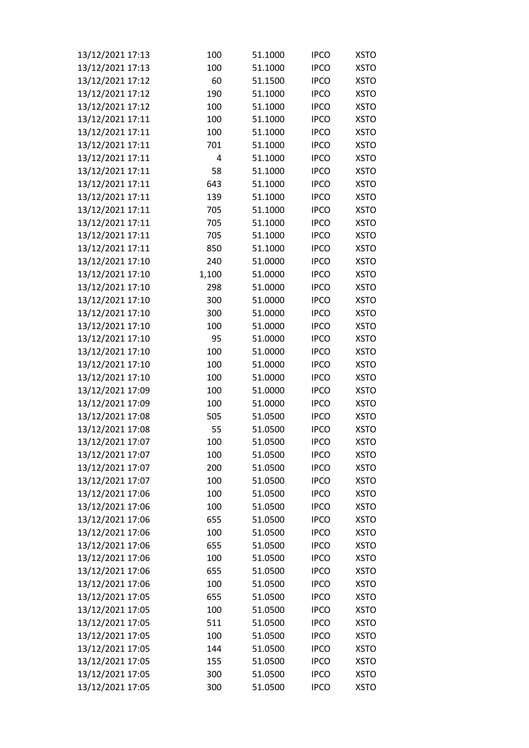| | | | | |
|---|---|---|---|---|
| 13/12/2021 17:13 | 100 | 51.1000 | IPCO | XSTO |
| 13/12/2021 17:13 | 100 | 51.1000 | IPCO | XSTO |
| 13/12/2021 17:12 | 60 | 51.1500 | IPCO | XSTO |
| 13/12/2021 17:12 | 190 | 51.1000 | IPCO | XSTO |
| 13/12/2021 17:12 | 100 | 51.1000 | IPCO | XSTO |
| 13/12/2021 17:11 | 100 | 51.1000 | IPCO | XSTO |
| 13/12/2021 17:11 | 100 | 51.1000 | IPCO | XSTO |
| 13/12/2021 17:11 | 701 | 51.1000 | IPCO | XSTO |
| 13/12/2021 17:11 | 4 | 51.1000 | IPCO | XSTO |
| 13/12/2021 17:11 | 58 | 51.1000 | IPCO | XSTO |
| 13/12/2021 17:11 | 643 | 51.1000 | IPCO | XSTO |
| 13/12/2021 17:11 | 139 | 51.1000 | IPCO | XSTO |
| 13/12/2021 17:11 | 705 | 51.1000 | IPCO | XSTO |
| 13/12/2021 17:11 | 705 | 51.1000 | IPCO | XSTO |
| 13/12/2021 17:11 | 705 | 51.1000 | IPCO | XSTO |
| 13/12/2021 17:11 | 850 | 51.1000 | IPCO | XSTO |
| 13/12/2021 17:10 | 240 | 51.0000 | IPCO | XSTO |
| 13/12/2021 17:10 | 1,100 | 51.0000 | IPCO | XSTO |
| 13/12/2021 17:10 | 298 | 51.0000 | IPCO | XSTO |
| 13/12/2021 17:10 | 300 | 51.0000 | IPCO | XSTO |
| 13/12/2021 17:10 | 300 | 51.0000 | IPCO | XSTO |
| 13/12/2021 17:10 | 100 | 51.0000 | IPCO | XSTO |
| 13/12/2021 17:10 | 95 | 51.0000 | IPCO | XSTO |
| 13/12/2021 17:10 | 100 | 51.0000 | IPCO | XSTO |
| 13/12/2021 17:10 | 100 | 51.0000 | IPCO | XSTO |
| 13/12/2021 17:10 | 100 | 51.0000 | IPCO | XSTO |
| 13/12/2021 17:09 | 100 | 51.0000 | IPCO | XSTO |
| 13/12/2021 17:09 | 100 | 51.0000 | IPCO | XSTO |
| 13/12/2021 17:08 | 505 | 51.0500 | IPCO | XSTO |
| 13/12/2021 17:08 | 55 | 51.0500 | IPCO | XSTO |
| 13/12/2021 17:07 | 100 | 51.0500 | IPCO | XSTO |
| 13/12/2021 17:07 | 100 | 51.0500 | IPCO | XSTO |
| 13/12/2021 17:07 | 200 | 51.0500 | IPCO | XSTO |
| 13/12/2021 17:07 | 100 | 51.0500 | IPCO | XSTO |
| 13/12/2021 17:06 | 100 | 51.0500 | IPCO | XSTO |
| 13/12/2021 17:06 | 100 | 51.0500 | IPCO | XSTO |
| 13/12/2021 17:06 | 655 | 51.0500 | IPCO | XSTO |
| 13/12/2021 17:06 | 100 | 51.0500 | IPCO | XSTO |
| 13/12/2021 17:06 | 655 | 51.0500 | IPCO | XSTO |
| 13/12/2021 17:06 | 100 | 51.0500 | IPCO | XSTO |
| 13/12/2021 17:06 | 655 | 51.0500 | IPCO | XSTO |
| 13/12/2021 17:06 | 100 | 51.0500 | IPCO | XSTO |
| 13/12/2021 17:05 | 655 | 51.0500 | IPCO | XSTO |
| 13/12/2021 17:05 | 100 | 51.0500 | IPCO | XSTO |
| 13/12/2021 17:05 | 511 | 51.0500 | IPCO | XSTO |
| 13/12/2021 17:05 | 100 | 51.0500 | IPCO | XSTO |
| 13/12/2021 17:05 | 144 | 51.0500 | IPCO | XSTO |
| 13/12/2021 17:05 | 155 | 51.0500 | IPCO | XSTO |
| 13/12/2021 17:05 | 300 | 51.0500 | IPCO | XSTO |
| 13/12/2021 17:05 | 300 | 51.0500 | IPCO | XSTO |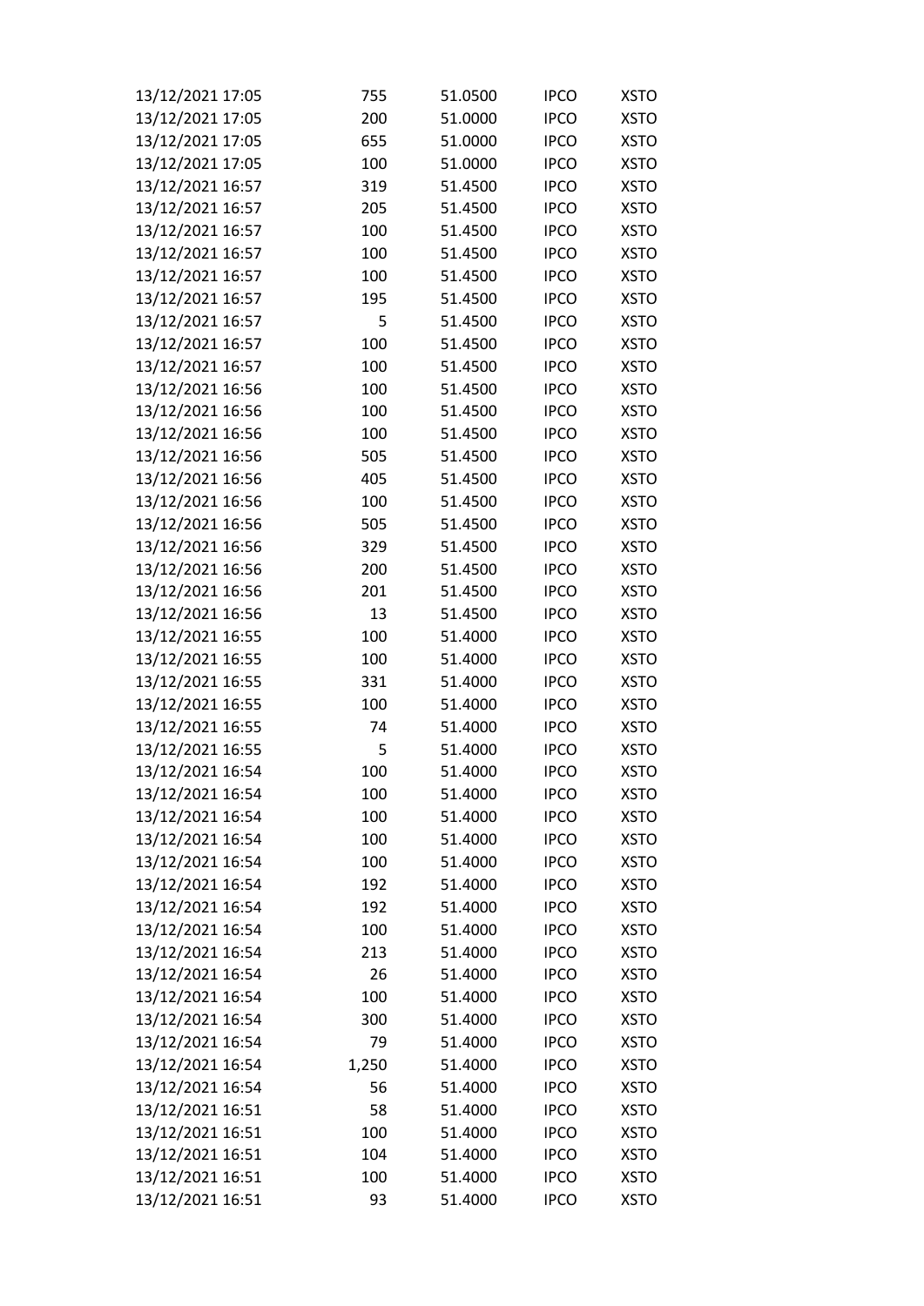| | | | | |
|---|---|---|---|---|
| 13/12/2021 17:05 | 755 | 51.0500 | IPCO | XSTO |
| 13/12/2021 17:05 | 200 | 51.0000 | IPCO | XSTO |
| 13/12/2021 17:05 | 655 | 51.0000 | IPCO | XSTO |
| 13/12/2021 17:05 | 100 | 51.0000 | IPCO | XSTO |
| 13/12/2021 16:57 | 319 | 51.4500 | IPCO | XSTO |
| 13/12/2021 16:57 | 205 | 51.4500 | IPCO | XSTO |
| 13/12/2021 16:57 | 100 | 51.4500 | IPCO | XSTO |
| 13/12/2021 16:57 | 100 | 51.4500 | IPCO | XSTO |
| 13/12/2021 16:57 | 100 | 51.4500 | IPCO | XSTO |
| 13/12/2021 16:57 | 195 | 51.4500 | IPCO | XSTO |
| 13/12/2021 16:57 | 5 | 51.4500 | IPCO | XSTO |
| 13/12/2021 16:57 | 100 | 51.4500 | IPCO | XSTO |
| 13/12/2021 16:57 | 100 | 51.4500 | IPCO | XSTO |
| 13/12/2021 16:56 | 100 | 51.4500 | IPCO | XSTO |
| 13/12/2021 16:56 | 100 | 51.4500 | IPCO | XSTO |
| 13/12/2021 16:56 | 100 | 51.4500 | IPCO | XSTO |
| 13/12/2021 16:56 | 505 | 51.4500 | IPCO | XSTO |
| 13/12/2021 16:56 | 405 | 51.4500 | IPCO | XSTO |
| 13/12/2021 16:56 | 100 | 51.4500 | IPCO | XSTO |
| 13/12/2021 16:56 | 505 | 51.4500 | IPCO | XSTO |
| 13/12/2021 16:56 | 329 | 51.4500 | IPCO | XSTO |
| 13/12/2021 16:56 | 200 | 51.4500 | IPCO | XSTO |
| 13/12/2021 16:56 | 201 | 51.4500 | IPCO | XSTO |
| 13/12/2021 16:56 | 13 | 51.4500 | IPCO | XSTO |
| 13/12/2021 16:55 | 100 | 51.4000 | IPCO | XSTO |
| 13/12/2021 16:55 | 100 | 51.4000 | IPCO | XSTO |
| 13/12/2021 16:55 | 331 | 51.4000 | IPCO | XSTO |
| 13/12/2021 16:55 | 100 | 51.4000 | IPCO | XSTO |
| 13/12/2021 16:55 | 74 | 51.4000 | IPCO | XSTO |
| 13/12/2021 16:55 | 5 | 51.4000 | IPCO | XSTO |
| 13/12/2021 16:54 | 100 | 51.4000 | IPCO | XSTO |
| 13/12/2021 16:54 | 100 | 51.4000 | IPCO | XSTO |
| 13/12/2021 16:54 | 100 | 51.4000 | IPCO | XSTO |
| 13/12/2021 16:54 | 100 | 51.4000 | IPCO | XSTO |
| 13/12/2021 16:54 | 100 | 51.4000 | IPCO | XSTO |
| 13/12/2021 16:54 | 192 | 51.4000 | IPCO | XSTO |
| 13/12/2021 16:54 | 192 | 51.4000 | IPCO | XSTO |
| 13/12/2021 16:54 | 100 | 51.4000 | IPCO | XSTO |
| 13/12/2021 16:54 | 213 | 51.4000 | IPCO | XSTO |
| 13/12/2021 16:54 | 26 | 51.4000 | IPCO | XSTO |
| 13/12/2021 16:54 | 100 | 51.4000 | IPCO | XSTO |
| 13/12/2021 16:54 | 300 | 51.4000 | IPCO | XSTO |
| 13/12/2021 16:54 | 79 | 51.4000 | IPCO | XSTO |
| 13/12/2021 16:54 | 1,250 | 51.4000 | IPCO | XSTO |
| 13/12/2021 16:54 | 56 | 51.4000 | IPCO | XSTO |
| 13/12/2021 16:51 | 58 | 51.4000 | IPCO | XSTO |
| 13/12/2021 16:51 | 100 | 51.4000 | IPCO | XSTO |
| 13/12/2021 16:51 | 104 | 51.4000 | IPCO | XSTO |
| 13/12/2021 16:51 | 100 | 51.4000 | IPCO | XSTO |
| 13/12/2021 16:51 | 93 | 51.4000 | IPCO | XSTO |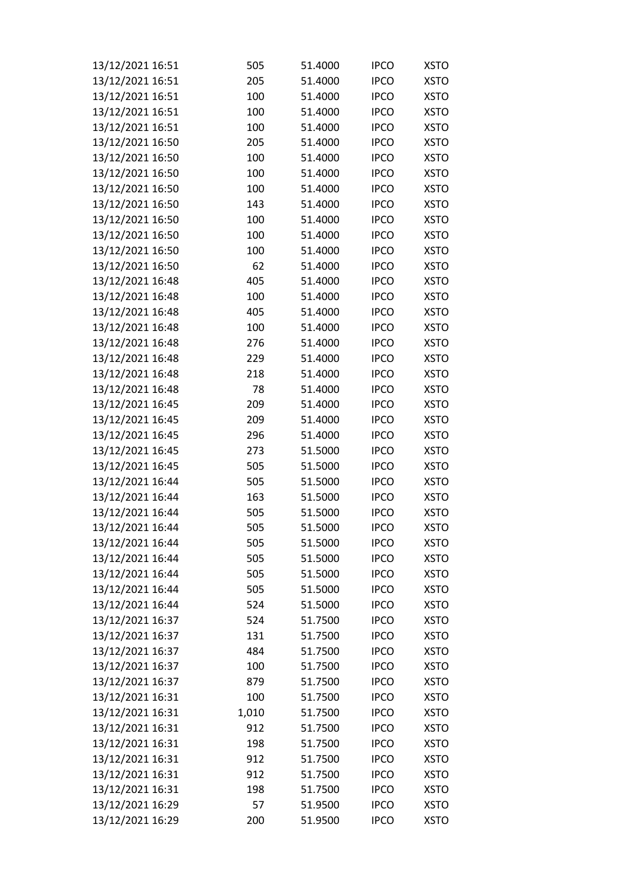| | | | | |
|---|---|---|---|---|
| 13/12/2021 16:51 | 505 | 51.4000 | IPCO | XSTO |
| 13/12/2021 16:51 | 205 | 51.4000 | IPCO | XSTO |
| 13/12/2021 16:51 | 100 | 51.4000 | IPCO | XSTO |
| 13/12/2021 16:51 | 100 | 51.4000 | IPCO | XSTO |
| 13/12/2021 16:51 | 100 | 51.4000 | IPCO | XSTO |
| 13/12/2021 16:50 | 205 | 51.4000 | IPCO | XSTO |
| 13/12/2021 16:50 | 100 | 51.4000 | IPCO | XSTO |
| 13/12/2021 16:50 | 100 | 51.4000 | IPCO | XSTO |
| 13/12/2021 16:50 | 100 | 51.4000 | IPCO | XSTO |
| 13/12/2021 16:50 | 143 | 51.4000 | IPCO | XSTO |
| 13/12/2021 16:50 | 100 | 51.4000 | IPCO | XSTO |
| 13/12/2021 16:50 | 100 | 51.4000 | IPCO | XSTO |
| 13/12/2021 16:50 | 100 | 51.4000 | IPCO | XSTO |
| 13/12/2021 16:50 | 62 | 51.4000 | IPCO | XSTO |
| 13/12/2021 16:48 | 405 | 51.4000 | IPCO | XSTO |
| 13/12/2021 16:48 | 100 | 51.4000 | IPCO | XSTO |
| 13/12/2021 16:48 | 405 | 51.4000 | IPCO | XSTO |
| 13/12/2021 16:48 | 100 | 51.4000 | IPCO | XSTO |
| 13/12/2021 16:48 | 276 | 51.4000 | IPCO | XSTO |
| 13/12/2021 16:48 | 229 | 51.4000 | IPCO | XSTO |
| 13/12/2021 16:48 | 218 | 51.4000 | IPCO | XSTO |
| 13/12/2021 16:48 | 78 | 51.4000 | IPCO | XSTO |
| 13/12/2021 16:45 | 209 | 51.4000 | IPCO | XSTO |
| 13/12/2021 16:45 | 209 | 51.4000 | IPCO | XSTO |
| 13/12/2021 16:45 | 296 | 51.4000 | IPCO | XSTO |
| 13/12/2021 16:45 | 273 | 51.5000 | IPCO | XSTO |
| 13/12/2021 16:45 | 505 | 51.5000 | IPCO | XSTO |
| 13/12/2021 16:44 | 505 | 51.5000 | IPCO | XSTO |
| 13/12/2021 16:44 | 163 | 51.5000 | IPCO | XSTO |
| 13/12/2021 16:44 | 505 | 51.5000 | IPCO | XSTO |
| 13/12/2021 16:44 | 505 | 51.5000 | IPCO | XSTO |
| 13/12/2021 16:44 | 505 | 51.5000 | IPCO | XSTO |
| 13/12/2021 16:44 | 505 | 51.5000 | IPCO | XSTO |
| 13/12/2021 16:44 | 505 | 51.5000 | IPCO | XSTO |
| 13/12/2021 16:44 | 505 | 51.5000 | IPCO | XSTO |
| 13/12/2021 16:44 | 524 | 51.5000 | IPCO | XSTO |
| 13/12/2021 16:37 | 524 | 51.7500 | IPCO | XSTO |
| 13/12/2021 16:37 | 131 | 51.7500 | IPCO | XSTO |
| 13/12/2021 16:37 | 484 | 51.7500 | IPCO | XSTO |
| 13/12/2021 16:37 | 100 | 51.7500 | IPCO | XSTO |
| 13/12/2021 16:37 | 879 | 51.7500 | IPCO | XSTO |
| 13/12/2021 16:31 | 100 | 51.7500 | IPCO | XSTO |
| 13/12/2021 16:31 | 1,010 | 51.7500 | IPCO | XSTO |
| 13/12/2021 16:31 | 912 | 51.7500 | IPCO | XSTO |
| 13/12/2021 16:31 | 198 | 51.7500 | IPCO | XSTO |
| 13/12/2021 16:31 | 912 | 51.7500 | IPCO | XSTO |
| 13/12/2021 16:31 | 912 | 51.7500 | IPCO | XSTO |
| 13/12/2021 16:31 | 198 | 51.7500 | IPCO | XSTO |
| 13/12/2021 16:29 | 57 | 51.9500 | IPCO | XSTO |
| 13/12/2021 16:29 | 200 | 51.9500 | IPCO | XSTO |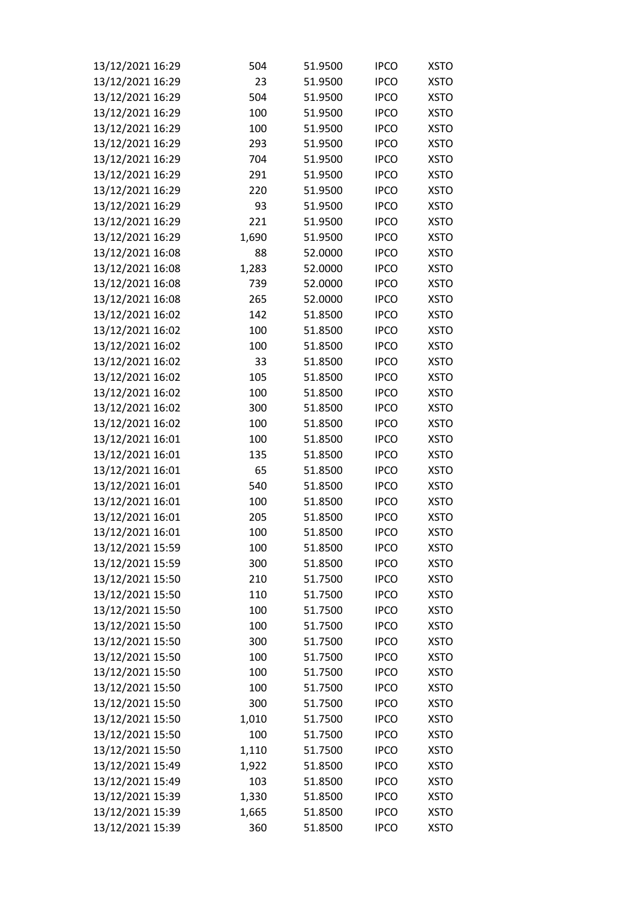| | | | | |
|---|---|---|---|---|
| 13/12/2021 16:29 | 504 | 51.9500 | IPCO | XSTO |
| 13/12/2021 16:29 | 23 | 51.9500 | IPCO | XSTO |
| 13/12/2021 16:29 | 504 | 51.9500 | IPCO | XSTO |
| 13/12/2021 16:29 | 100 | 51.9500 | IPCO | XSTO |
| 13/12/2021 16:29 | 100 | 51.9500 | IPCO | XSTO |
| 13/12/2021 16:29 | 293 | 51.9500 | IPCO | XSTO |
| 13/12/2021 16:29 | 704 | 51.9500 | IPCO | XSTO |
| 13/12/2021 16:29 | 291 | 51.9500 | IPCO | XSTO |
| 13/12/2021 16:29 | 220 | 51.9500 | IPCO | XSTO |
| 13/12/2021 16:29 | 93 | 51.9500 | IPCO | XSTO |
| 13/12/2021 16:29 | 221 | 51.9500 | IPCO | XSTO |
| 13/12/2021 16:29 | 1,690 | 51.9500 | IPCO | XSTO |
| 13/12/2021 16:08 | 88 | 52.0000 | IPCO | XSTO |
| 13/12/2021 16:08 | 1,283 | 52.0000 | IPCO | XSTO |
| 13/12/2021 16:08 | 739 | 52.0000 | IPCO | XSTO |
| 13/12/2021 16:08 | 265 | 52.0000 | IPCO | XSTO |
| 13/12/2021 16:02 | 142 | 51.8500 | IPCO | XSTO |
| 13/12/2021 16:02 | 100 | 51.8500 | IPCO | XSTO |
| 13/12/2021 16:02 | 100 | 51.8500 | IPCO | XSTO |
| 13/12/2021 16:02 | 33 | 51.8500 | IPCO | XSTO |
| 13/12/2021 16:02 | 105 | 51.8500 | IPCO | XSTO |
| 13/12/2021 16:02 | 100 | 51.8500 | IPCO | XSTO |
| 13/12/2021 16:02 | 300 | 51.8500 | IPCO | XSTO |
| 13/12/2021 16:02 | 100 | 51.8500 | IPCO | XSTO |
| 13/12/2021 16:01 | 100 | 51.8500 | IPCO | XSTO |
| 13/12/2021 16:01 | 135 | 51.8500 | IPCO | XSTO |
| 13/12/2021 16:01 | 65 | 51.8500 | IPCO | XSTO |
| 13/12/2021 16:01 | 540 | 51.8500 | IPCO | XSTO |
| 13/12/2021 16:01 | 100 | 51.8500 | IPCO | XSTO |
| 13/12/2021 16:01 | 205 | 51.8500 | IPCO | XSTO |
| 13/12/2021 16:01 | 100 | 51.8500 | IPCO | XSTO |
| 13/12/2021 15:59 | 100 | 51.8500 | IPCO | XSTO |
| 13/12/2021 15:59 | 300 | 51.8500 | IPCO | XSTO |
| 13/12/2021 15:50 | 210 | 51.7500 | IPCO | XSTO |
| 13/12/2021 15:50 | 110 | 51.7500 | IPCO | XSTO |
| 13/12/2021 15:50 | 100 | 51.7500 | IPCO | XSTO |
| 13/12/2021 15:50 | 100 | 51.7500 | IPCO | XSTO |
| 13/12/2021 15:50 | 300 | 51.7500 | IPCO | XSTO |
| 13/12/2021 15:50 | 100 | 51.7500 | IPCO | XSTO |
| 13/12/2021 15:50 | 100 | 51.7500 | IPCO | XSTO |
| 13/12/2021 15:50 | 100 | 51.7500 | IPCO | XSTO |
| 13/12/2021 15:50 | 300 | 51.7500 | IPCO | XSTO |
| 13/12/2021 15:50 | 1,010 | 51.7500 | IPCO | XSTO |
| 13/12/2021 15:50 | 100 | 51.7500 | IPCO | XSTO |
| 13/12/2021 15:50 | 1,110 | 51.7500 | IPCO | XSTO |
| 13/12/2021 15:49 | 1,922 | 51.8500 | IPCO | XSTO |
| 13/12/2021 15:49 | 103 | 51.8500 | IPCO | XSTO |
| 13/12/2021 15:39 | 1,330 | 51.8500 | IPCO | XSTO |
| 13/12/2021 15:39 | 1,665 | 51.8500 | IPCO | XSTO |
| 13/12/2021 15:39 | 360 | 51.8500 | IPCO | XSTO |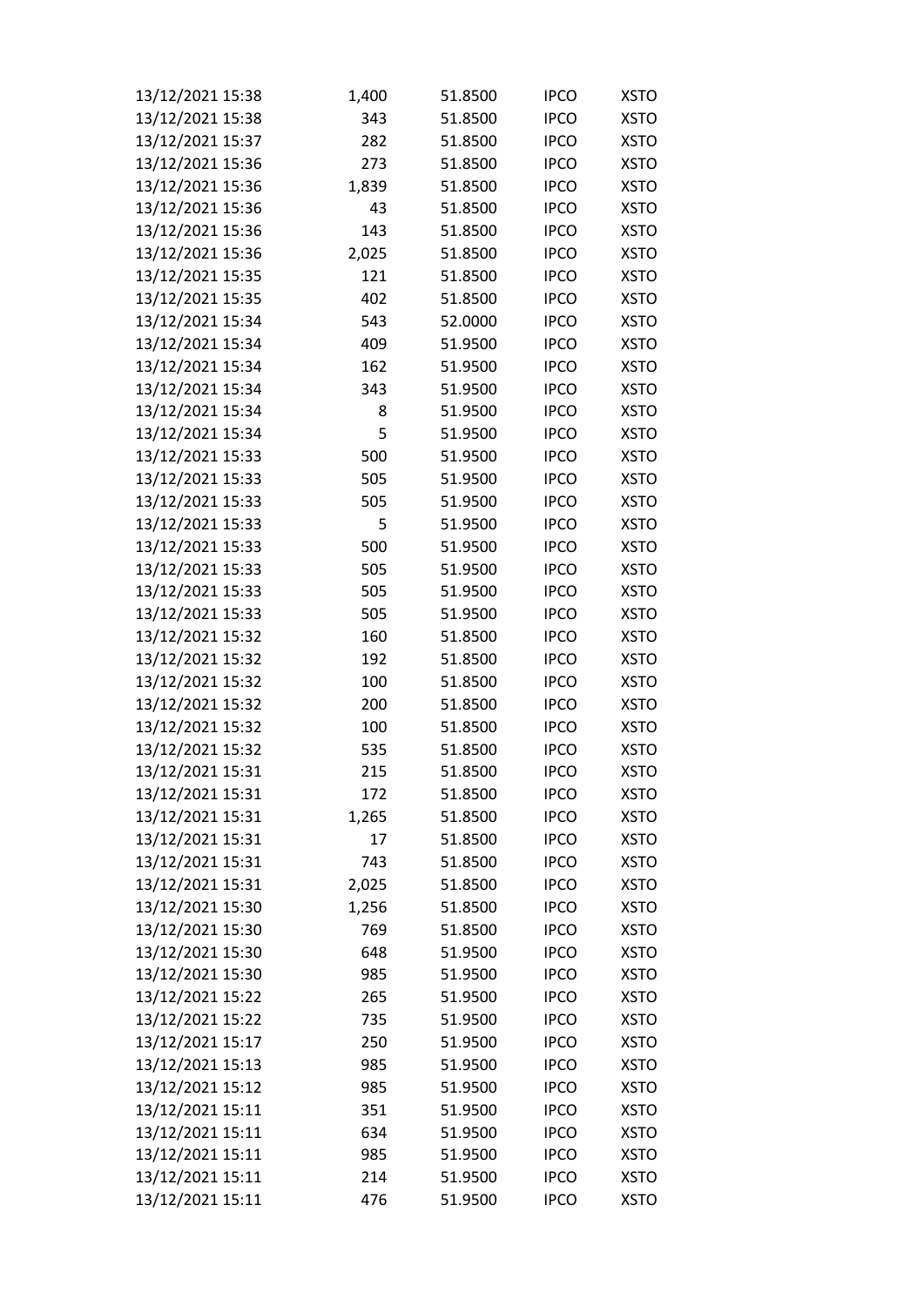| | | | | |
|---|---|---|---|---|
| 13/12/2021 15:38 | 1,400 | 51.8500 | IPCO | XSTO |
| 13/12/2021 15:38 | 343 | 51.8500 | IPCO | XSTO |
| 13/12/2021 15:37 | 282 | 51.8500 | IPCO | XSTO |
| 13/12/2021 15:36 | 273 | 51.8500 | IPCO | XSTO |
| 13/12/2021 15:36 | 1,839 | 51.8500 | IPCO | XSTO |
| 13/12/2021 15:36 | 43 | 51.8500 | IPCO | XSTO |
| 13/12/2021 15:36 | 143 | 51.8500 | IPCO | XSTO |
| 13/12/2021 15:36 | 2,025 | 51.8500 | IPCO | XSTO |
| 13/12/2021 15:35 | 121 | 51.8500 | IPCO | XSTO |
| 13/12/2021 15:35 | 402 | 51.8500 | IPCO | XSTO |
| 13/12/2021 15:34 | 543 | 52.0000 | IPCO | XSTO |
| 13/12/2021 15:34 | 409 | 51.9500 | IPCO | XSTO |
| 13/12/2021 15:34 | 162 | 51.9500 | IPCO | XSTO |
| 13/12/2021 15:34 | 343 | 51.9500 | IPCO | XSTO |
| 13/12/2021 15:34 | 8 | 51.9500 | IPCO | XSTO |
| 13/12/2021 15:34 | 5 | 51.9500 | IPCO | XSTO |
| 13/12/2021 15:33 | 500 | 51.9500 | IPCO | XSTO |
| 13/12/2021 15:33 | 505 | 51.9500 | IPCO | XSTO |
| 13/12/2021 15:33 | 505 | 51.9500 | IPCO | XSTO |
| 13/12/2021 15:33 | 5 | 51.9500 | IPCO | XSTO |
| 13/12/2021 15:33 | 500 | 51.9500 | IPCO | XSTO |
| 13/12/2021 15:33 | 505 | 51.9500 | IPCO | XSTO |
| 13/12/2021 15:33 | 505 | 51.9500 | IPCO | XSTO |
| 13/12/2021 15:33 | 505 | 51.9500 | IPCO | XSTO |
| 13/12/2021 15:32 | 160 | 51.8500 | IPCO | XSTO |
| 13/12/2021 15:32 | 192 | 51.8500 | IPCO | XSTO |
| 13/12/2021 15:32 | 100 | 51.8500 | IPCO | XSTO |
| 13/12/2021 15:32 | 200 | 51.8500 | IPCO | XSTO |
| 13/12/2021 15:32 | 100 | 51.8500 | IPCO | XSTO |
| 13/12/2021 15:32 | 535 | 51.8500 | IPCO | XSTO |
| 13/12/2021 15:31 | 215 | 51.8500 | IPCO | XSTO |
| 13/12/2021 15:31 | 172 | 51.8500 | IPCO | XSTO |
| 13/12/2021 15:31 | 1,265 | 51.8500 | IPCO | XSTO |
| 13/12/2021 15:31 | 17 | 51.8500 | IPCO | XSTO |
| 13/12/2021 15:31 | 743 | 51.8500 | IPCO | XSTO |
| 13/12/2021 15:31 | 2,025 | 51.8500 | IPCO | XSTO |
| 13/12/2021 15:30 | 1,256 | 51.8500 | IPCO | XSTO |
| 13/12/2021 15:30 | 769 | 51.8500 | IPCO | XSTO |
| 13/12/2021 15:30 | 648 | 51.9500 | IPCO | XSTO |
| 13/12/2021 15:30 | 985 | 51.9500 | IPCO | XSTO |
| 13/12/2021 15:22 | 265 | 51.9500 | IPCO | XSTO |
| 13/12/2021 15:22 | 735 | 51.9500 | IPCO | XSTO |
| 13/12/2021 15:17 | 250 | 51.9500 | IPCO | XSTO |
| 13/12/2021 15:13 | 985 | 51.9500 | IPCO | XSTO |
| 13/12/2021 15:12 | 985 | 51.9500 | IPCO | XSTO |
| 13/12/2021 15:11 | 351 | 51.9500 | IPCO | XSTO |
| 13/12/2021 15:11 | 634 | 51.9500 | IPCO | XSTO |
| 13/12/2021 15:11 | 985 | 51.9500 | IPCO | XSTO |
| 13/12/2021 15:11 | 214 | 51.9500 | IPCO | XSTO |
| 13/12/2021 15:11 | 476 | 51.9500 | IPCO | XSTO |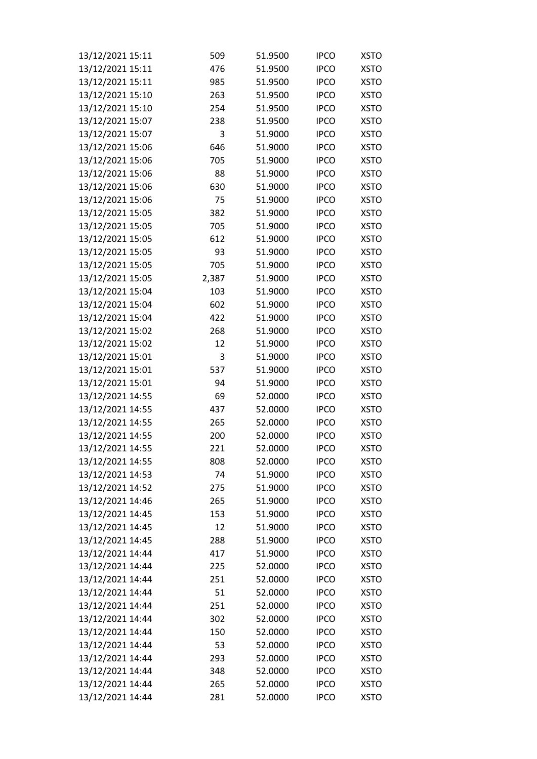| | | | | |
|---|---|---|---|---|
| 13/12/2021 15:11 | 509 | 51.9500 | IPCO | XSTO |
| 13/12/2021 15:11 | 476 | 51.9500 | IPCO | XSTO |
| 13/12/2021 15:11 | 985 | 51.9500 | IPCO | XSTO |
| 13/12/2021 15:10 | 263 | 51.9500 | IPCO | XSTO |
| 13/12/2021 15:10 | 254 | 51.9500 | IPCO | XSTO |
| 13/12/2021 15:07 | 238 | 51.9500 | IPCO | XSTO |
| 13/12/2021 15:07 | 3 | 51.9000 | IPCO | XSTO |
| 13/12/2021 15:06 | 646 | 51.9000 | IPCO | XSTO |
| 13/12/2021 15:06 | 705 | 51.9000 | IPCO | XSTO |
| 13/12/2021 15:06 | 88 | 51.9000 | IPCO | XSTO |
| 13/12/2021 15:06 | 630 | 51.9000 | IPCO | XSTO |
| 13/12/2021 15:06 | 75 | 51.9000 | IPCO | XSTO |
| 13/12/2021 15:05 | 382 | 51.9000 | IPCO | XSTO |
| 13/12/2021 15:05 | 705 | 51.9000 | IPCO | XSTO |
| 13/12/2021 15:05 | 612 | 51.9000 | IPCO | XSTO |
| 13/12/2021 15:05 | 93 | 51.9000 | IPCO | XSTO |
| 13/12/2021 15:05 | 705 | 51.9000 | IPCO | XSTO |
| 13/12/2021 15:05 | 2,387 | 51.9000 | IPCO | XSTO |
| 13/12/2021 15:04 | 103 | 51.9000 | IPCO | XSTO |
| 13/12/2021 15:04 | 602 | 51.9000 | IPCO | XSTO |
| 13/12/2021 15:04 | 422 | 51.9000 | IPCO | XSTO |
| 13/12/2021 15:02 | 268 | 51.9000 | IPCO | XSTO |
| 13/12/2021 15:02 | 12 | 51.9000 | IPCO | XSTO |
| 13/12/2021 15:01 | 3 | 51.9000 | IPCO | XSTO |
| 13/12/2021 15:01 | 537 | 51.9000 | IPCO | XSTO |
| 13/12/2021 15:01 | 94 | 51.9000 | IPCO | XSTO |
| 13/12/2021 14:55 | 69 | 52.0000 | IPCO | XSTO |
| 13/12/2021 14:55 | 437 | 52.0000 | IPCO | XSTO |
| 13/12/2021 14:55 | 265 | 52.0000 | IPCO | XSTO |
| 13/12/2021 14:55 | 200 | 52.0000 | IPCO | XSTO |
| 13/12/2021 14:55 | 221 | 52.0000 | IPCO | XSTO |
| 13/12/2021 14:55 | 808 | 52.0000 | IPCO | XSTO |
| 13/12/2021 14:53 | 74 | 51.9000 | IPCO | XSTO |
| 13/12/2021 14:52 | 275 | 51.9000 | IPCO | XSTO |
| 13/12/2021 14:46 | 265 | 51.9000 | IPCO | XSTO |
| 13/12/2021 14:45 | 153 | 51.9000 | IPCO | XSTO |
| 13/12/2021 14:45 | 12 | 51.9000 | IPCO | XSTO |
| 13/12/2021 14:45 | 288 | 51.9000 | IPCO | XSTO |
| 13/12/2021 14:44 | 417 | 51.9000 | IPCO | XSTO |
| 13/12/2021 14:44 | 225 | 52.0000 | IPCO | XSTO |
| 13/12/2021 14:44 | 251 | 52.0000 | IPCO | XSTO |
| 13/12/2021 14:44 | 51 | 52.0000 | IPCO | XSTO |
| 13/12/2021 14:44 | 251 | 52.0000 | IPCO | XSTO |
| 13/12/2021 14:44 | 302 | 52.0000 | IPCO | XSTO |
| 13/12/2021 14:44 | 150 | 52.0000 | IPCO | XSTO |
| 13/12/2021 14:44 | 53 | 52.0000 | IPCO | XSTO |
| 13/12/2021 14:44 | 293 | 52.0000 | IPCO | XSTO |
| 13/12/2021 14:44 | 348 | 52.0000 | IPCO | XSTO |
| 13/12/2021 14:44 | 265 | 52.0000 | IPCO | XSTO |
| 13/12/2021 14:44 | 281 | 52.0000 | IPCO | XSTO |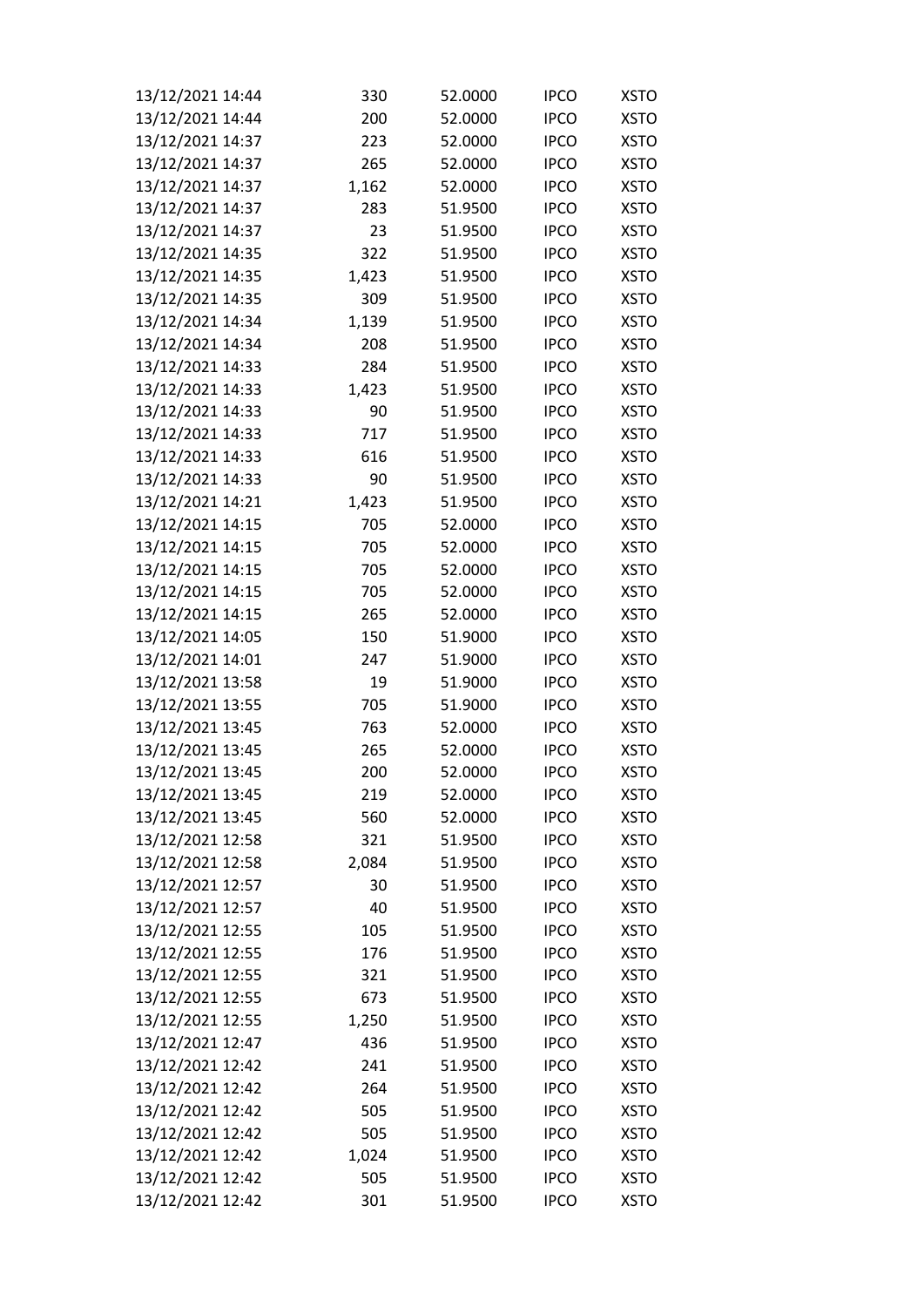| | | | | |
|---|---|---|---|---|
| 13/12/2021 14:44 | 330 | 52.0000 | IPCO | XSTO |
| 13/12/2021 14:44 | 200 | 52.0000 | IPCO | XSTO |
| 13/12/2021 14:37 | 223 | 52.0000 | IPCO | XSTO |
| 13/12/2021 14:37 | 265 | 52.0000 | IPCO | XSTO |
| 13/12/2021 14:37 | 1,162 | 52.0000 | IPCO | XSTO |
| 13/12/2021 14:37 | 283 | 51.9500 | IPCO | XSTO |
| 13/12/2021 14:37 | 23 | 51.9500 | IPCO | XSTO |
| 13/12/2021 14:35 | 322 | 51.9500 | IPCO | XSTO |
| 13/12/2021 14:35 | 1,423 | 51.9500 | IPCO | XSTO |
| 13/12/2021 14:35 | 309 | 51.9500 | IPCO | XSTO |
| 13/12/2021 14:34 | 1,139 | 51.9500 | IPCO | XSTO |
| 13/12/2021 14:34 | 208 | 51.9500 | IPCO | XSTO |
| 13/12/2021 14:33 | 284 | 51.9500 | IPCO | XSTO |
| 13/12/2021 14:33 | 1,423 | 51.9500 | IPCO | XSTO |
| 13/12/2021 14:33 | 90 | 51.9500 | IPCO | XSTO |
| 13/12/2021 14:33 | 717 | 51.9500 | IPCO | XSTO |
| 13/12/2021 14:33 | 616 | 51.9500 | IPCO | XSTO |
| 13/12/2021 14:33 | 90 | 51.9500 | IPCO | XSTO |
| 13/12/2021 14:21 | 1,423 | 51.9500 | IPCO | XSTO |
| 13/12/2021 14:15 | 705 | 52.0000 | IPCO | XSTO |
| 13/12/2021 14:15 | 705 | 52.0000 | IPCO | XSTO |
| 13/12/2021 14:15 | 705 | 52.0000 | IPCO | XSTO |
| 13/12/2021 14:15 | 705 | 52.0000 | IPCO | XSTO |
| 13/12/2021 14:15 | 265 | 52.0000 | IPCO | XSTO |
| 13/12/2021 14:05 | 150 | 51.9000 | IPCO | XSTO |
| 13/12/2021 14:01 | 247 | 51.9000 | IPCO | XSTO |
| 13/12/2021 13:58 | 19 | 51.9000 | IPCO | XSTO |
| 13/12/2021 13:55 | 705 | 51.9000 | IPCO | XSTO |
| 13/12/2021 13:45 | 763 | 52.0000 | IPCO | XSTO |
| 13/12/2021 13:45 | 265 | 52.0000 | IPCO | XSTO |
| 13/12/2021 13:45 | 200 | 52.0000 | IPCO | XSTO |
| 13/12/2021 13:45 | 219 | 52.0000 | IPCO | XSTO |
| 13/12/2021 13:45 | 560 | 52.0000 | IPCO | XSTO |
| 13/12/2021 12:58 | 321 | 51.9500 | IPCO | XSTO |
| 13/12/2021 12:58 | 2,084 | 51.9500 | IPCO | XSTO |
| 13/12/2021 12:57 | 30 | 51.9500 | IPCO | XSTO |
| 13/12/2021 12:57 | 40 | 51.9500 | IPCO | XSTO |
| 13/12/2021 12:55 | 105 | 51.9500 | IPCO | XSTO |
| 13/12/2021 12:55 | 176 | 51.9500 | IPCO | XSTO |
| 13/12/2021 12:55 | 321 | 51.9500 | IPCO | XSTO |
| 13/12/2021 12:55 | 673 | 51.9500 | IPCO | XSTO |
| 13/12/2021 12:55 | 1,250 | 51.9500 | IPCO | XSTO |
| 13/12/2021 12:47 | 436 | 51.9500 | IPCO | XSTO |
| 13/12/2021 12:42 | 241 | 51.9500 | IPCO | XSTO |
| 13/12/2021 12:42 | 264 | 51.9500 | IPCO | XSTO |
| 13/12/2021 12:42 | 505 | 51.9500 | IPCO | XSTO |
| 13/12/2021 12:42 | 505 | 51.9500 | IPCO | XSTO |
| 13/12/2021 12:42 | 1,024 | 51.9500 | IPCO | XSTO |
| 13/12/2021 12:42 | 505 | 51.9500 | IPCO | XSTO |
| 13/12/2021 12:42 | 301 | 51.9500 | IPCO | XSTO |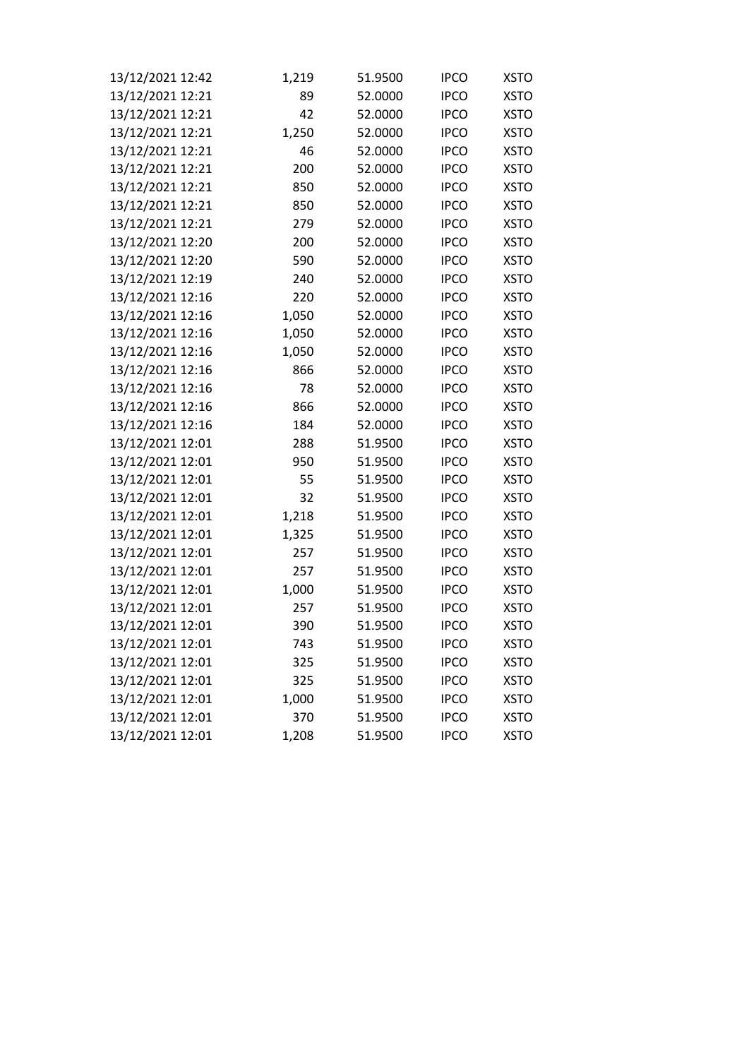| | | | | |
|---|---|---|---|---|
| 13/12/2021 12:42 | 1,219 | 51.9500 | IPCO | XSTO |
| 13/12/2021 12:21 | 89 | 52.0000 | IPCO | XSTO |
| 13/12/2021 12:21 | 42 | 52.0000 | IPCO | XSTO |
| 13/12/2021 12:21 | 1,250 | 52.0000 | IPCO | XSTO |
| 13/12/2021 12:21 | 46 | 52.0000 | IPCO | XSTO |
| 13/12/2021 12:21 | 200 | 52.0000 | IPCO | XSTO |
| 13/12/2021 12:21 | 850 | 52.0000 | IPCO | XSTO |
| 13/12/2021 12:21 | 850 | 52.0000 | IPCO | XSTO |
| 13/12/2021 12:21 | 279 | 52.0000 | IPCO | XSTO |
| 13/12/2021 12:20 | 200 | 52.0000 | IPCO | XSTO |
| 13/12/2021 12:20 | 590 | 52.0000 | IPCO | XSTO |
| 13/12/2021 12:19 | 240 | 52.0000 | IPCO | XSTO |
| 13/12/2021 12:16 | 220 | 52.0000 | IPCO | XSTO |
| 13/12/2021 12:16 | 1,050 | 52.0000 | IPCO | XSTO |
| 13/12/2021 12:16 | 1,050 | 52.0000 | IPCO | XSTO |
| 13/12/2021 12:16 | 1,050 | 52.0000 | IPCO | XSTO |
| 13/12/2021 12:16 | 866 | 52.0000 | IPCO | XSTO |
| 13/12/2021 12:16 | 78 | 52.0000 | IPCO | XSTO |
| 13/12/2021 12:16 | 866 | 52.0000 | IPCO | XSTO |
| 13/12/2021 12:16 | 184 | 52.0000 | IPCO | XSTO |
| 13/12/2021 12:01 | 288 | 51.9500 | IPCO | XSTO |
| 13/12/2021 12:01 | 950 | 51.9500 | IPCO | XSTO |
| 13/12/2021 12:01 | 55 | 51.9500 | IPCO | XSTO |
| 13/12/2021 12:01 | 32 | 51.9500 | IPCO | XSTO |
| 13/12/2021 12:01 | 1,218 | 51.9500 | IPCO | XSTO |
| 13/12/2021 12:01 | 1,325 | 51.9500 | IPCO | XSTO |
| 13/12/2021 12:01 | 257 | 51.9500 | IPCO | XSTO |
| 13/12/2021 12:01 | 257 | 51.9500 | IPCO | XSTO |
| 13/12/2021 12:01 | 1,000 | 51.9500 | IPCO | XSTO |
| 13/12/2021 12:01 | 257 | 51.9500 | IPCO | XSTO |
| 13/12/2021 12:01 | 390 | 51.9500 | IPCO | XSTO |
| 13/12/2021 12:01 | 743 | 51.9500 | IPCO | XSTO |
| 13/12/2021 12:01 | 325 | 51.9500 | IPCO | XSTO |
| 13/12/2021 12:01 | 325 | 51.9500 | IPCO | XSTO |
| 13/12/2021 12:01 | 1,000 | 51.9500 | IPCO | XSTO |
| 13/12/2021 12:01 | 370 | 51.9500 | IPCO | XSTO |
| 13/12/2021 12:01 | 1,208 | 51.9500 | IPCO | XSTO |